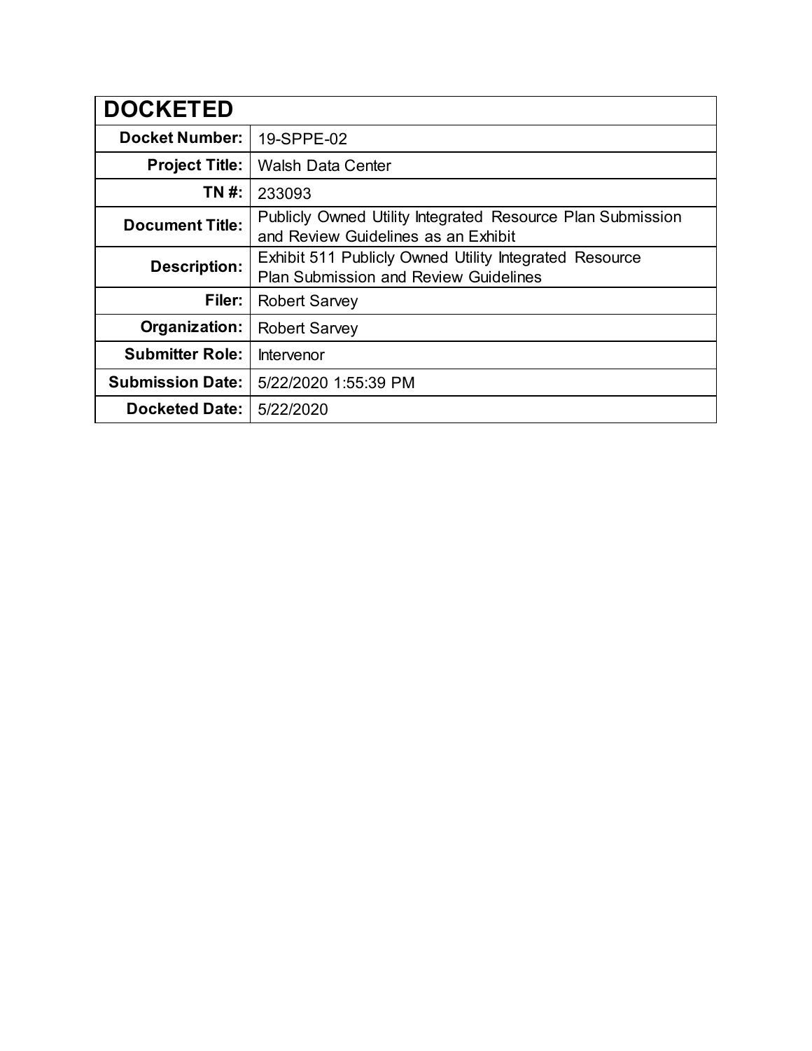| DOCKETED | |
|---|---|
| **Docket Number:** | 19-SPPE-02 |
| **Project Title:** | Walsh Data Center |
| **TN #:** | 233093 |
| **Document Title:** | Publicly Owned Utility Integrated Resource Plan Submission and Review Guidelines as an Exhibit |
| **Description:** | Exhibit 511 Publicly Owned Utility Integrated Resource Plan Submission and Review Guidelines |
| **Filer:** | Robert Sarvey |
| **Organization:** | Robert Sarvey |
| **Submitter Role:** | Intervenor |
| **Submission Date:** | 5/22/2020 1:55:39 PM |
| **Docketed Date:** | 5/22/2020 |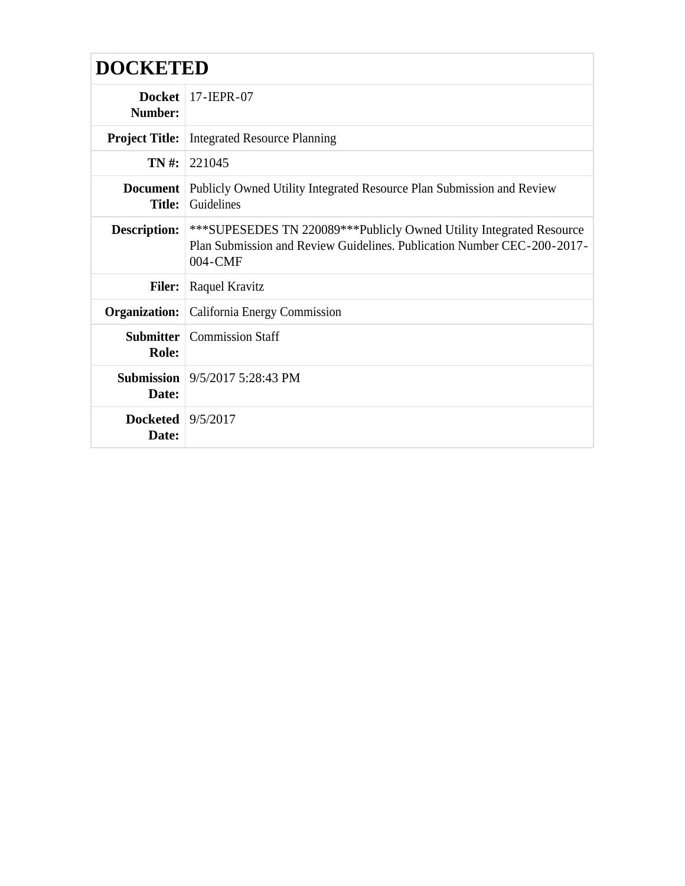# DOCKETED

| | |
|---|---|
| **Docket Number:** | 17-IEPR-07 |
| **Project Title:** | Integrated Resource Planning |
| **TN #:** | 221045 |
| **Document Title:** | Publicly Owned Utility Integrated Resource Plan Submission and Review Guidelines |
| **Description:** | ***SUPESEDES TN 220089***Publicly Owned Utility Integrated Resource Plan Submission and Review Guidelines. Publication Number CEC-200-2017-004-CMF |
| **Filer:** | Raquel Kravitz |
| **Organization:** | California Energy Commission |
| **Submitter Role:** | Commission Staff |
| **Submission Date:** | 9/5/2017 5:28:43 PM |
| **Docketed Date:** | 9/5/2017 |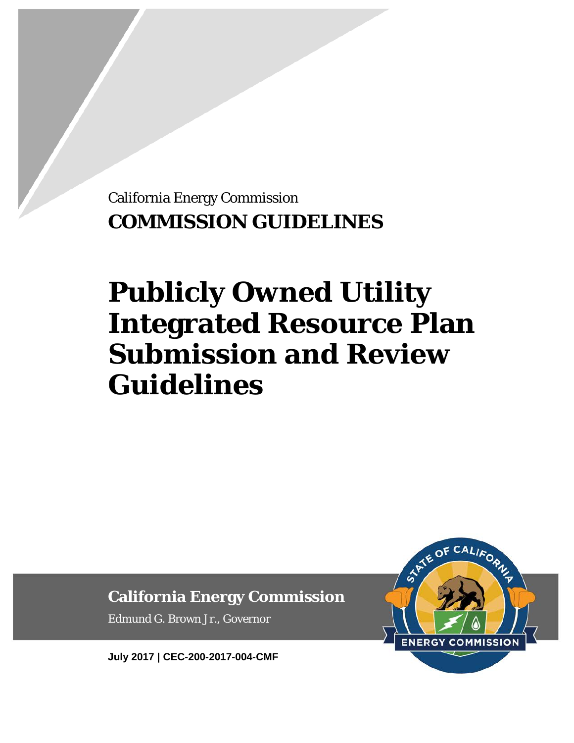California Energy Commission

**COMMISSION GUIDELINES**

# Publicly Owned Utility Integrated Resource Plan Submission and Review Guidelines

**California Energy Commission**

Edmund G. Brown Jr., Governor

**July 2017 | CEC-200-2017-004-CMF**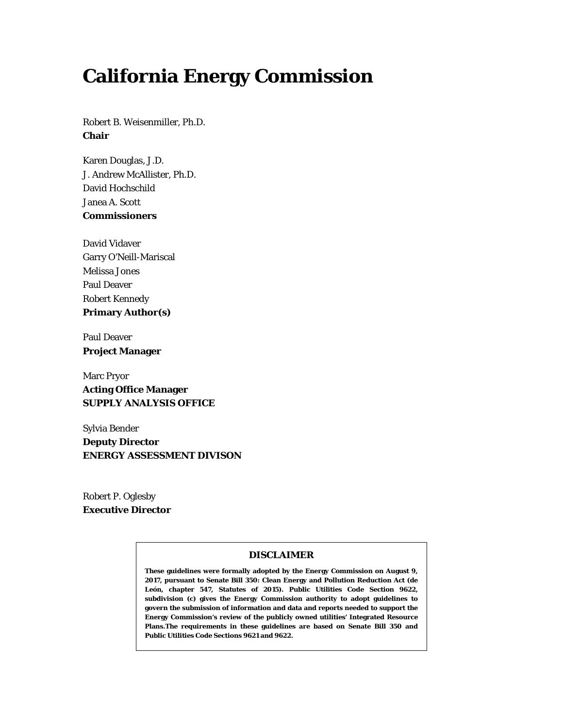# California Energy Commission

Robert B. Weisenmiller, Ph.D.
**Chair**

Karen Douglas, J.D.
J. Andrew McAllister, Ph.D.
David Hochschild
Janea A. Scott
**Commissioners**

David Vidaver
Garry O'Neill-Mariscal
Melissa Jones
Paul Deaver
Robert Kennedy
**Primary Author(s)**

Paul Deaver
**Project Manager**

Marc Pryor
**Acting Office Manager**
**SUPPLY ANALYSIS OFFICE**

Sylvia Bender
**Deputy Director**
**ENERGY ASSESSMENT DIVISON**

Robert P. Oglesby
**Executive Director**

**DISCLAIMER**

**These guidelines were formally adopted by the Energy Commission on August 9, 2017, pursuant to Senate Bill 350: Clean Energy and Pollution Reduction Act (de León, chapter 547, Statutes of 2015). Public Utilities Code Section 9622, subdivision (c) gives the Energy Commission authority to adopt guidelines to govern the submission of information and data and reports needed to support the Energy Commission's review of the publicly owned utilities' Integrated Resource Plans.The requirements in these guidelines are based on Senate Bill 350 and Public Utilities Code Sections 9621 and 9622.**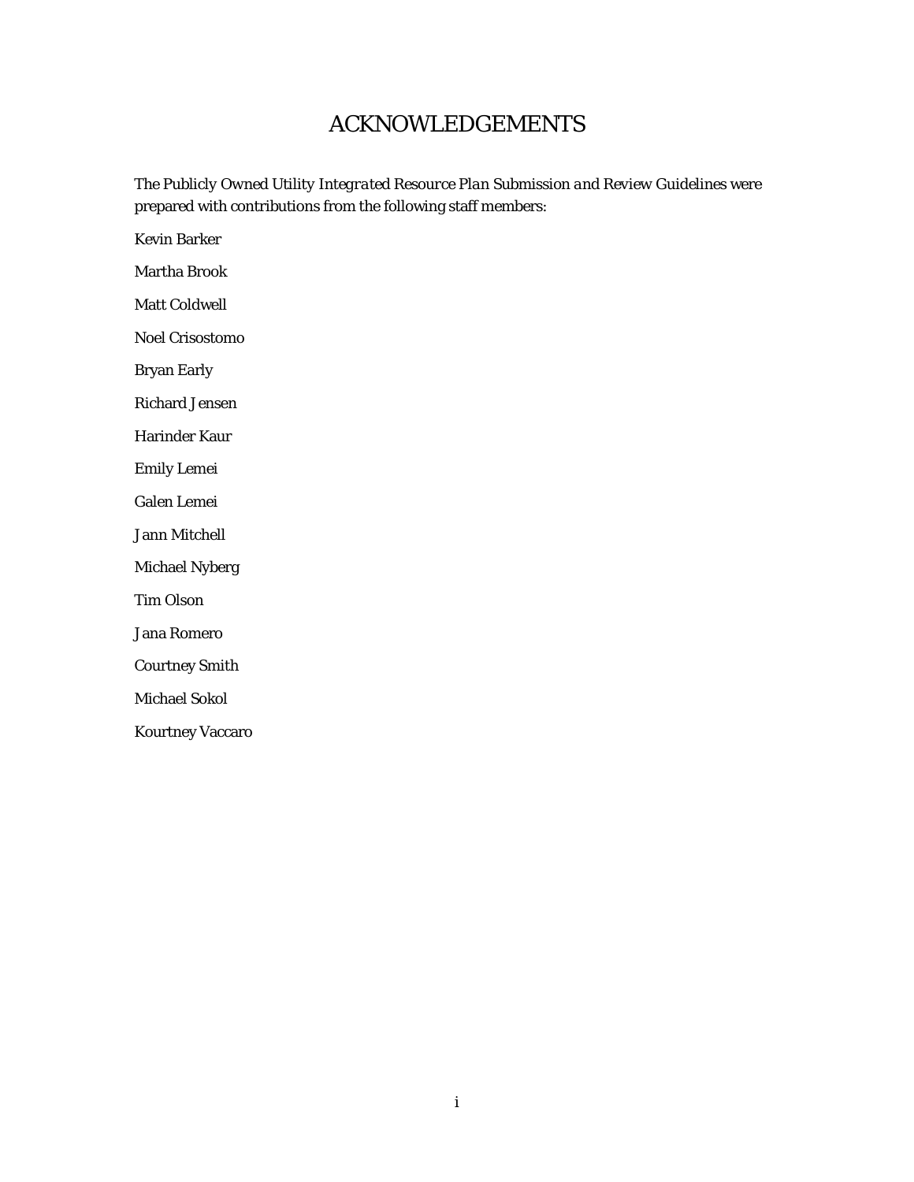# ACKNOWLEDGEMENTS

The *Publicly Owned Utility Integrated Resource Plan Submission and Review Guidelines* were prepared with contributions from the following staff members:

Kevin Barker

Martha Brook

Matt Coldwell

Noel Crisostomo

Bryan Early

Richard Jensen

Harinder Kaur

Emily Lemei

Galen Lemei

Jann Mitchell

Michael Nyberg

Tim Olson

Jana Romero

Courtney Smith

Michael Sokol

Kourtney Vaccaro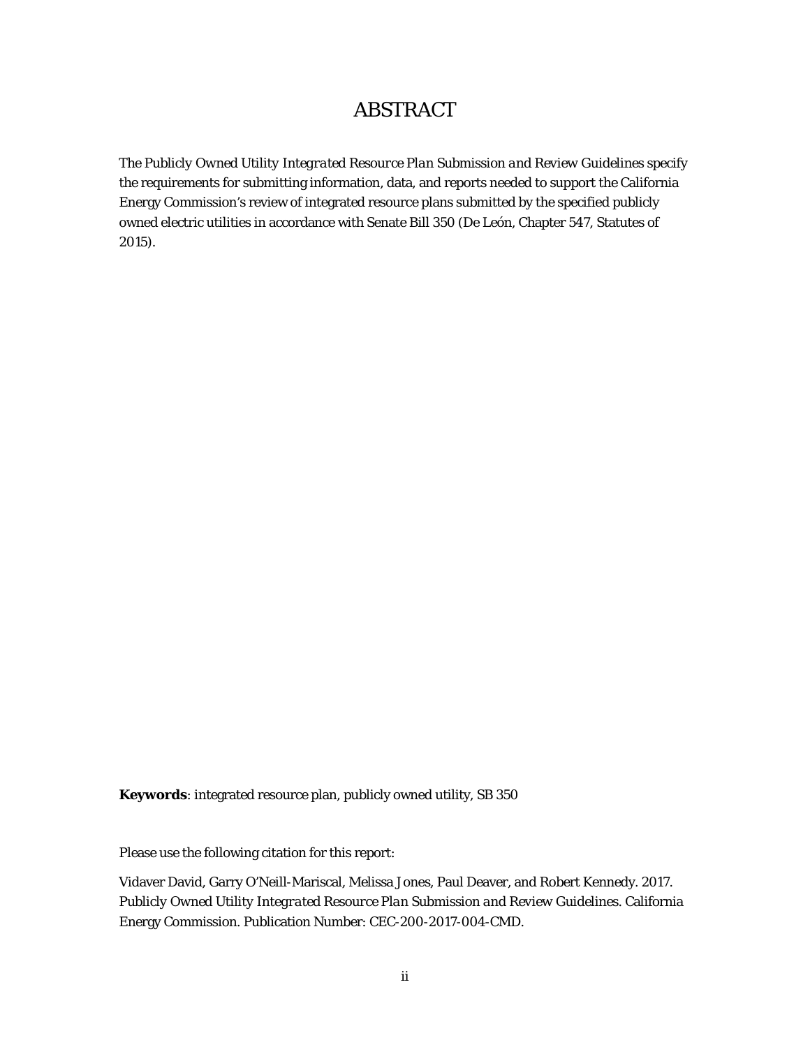# ABSTRACT

The *Publicly Owned Utility Integrated Resource Plan Submission and Review Guidelines* specify the requirements for submitting information, data, and reports needed to support the California Energy Commission's review of integrated resource plans submitted by the specified publicly owned electric utilities in accordance with Senate Bill 350 (De León, Chapter 547, Statutes of 2015).

**Keywords**: integrated resource plan, publicly owned utility, SB 350

Please use the following citation for this report:

Vidaver David, Garry O'Neill-Mariscal, Melissa Jones, Paul Deaver, and Robert Kennedy. 2017. *Publicly Owned Utility Integrated Resource Plan Submission and Review Guidelines*. California Energy Commission. Publication Number: CEC-200-2017-004-CMD.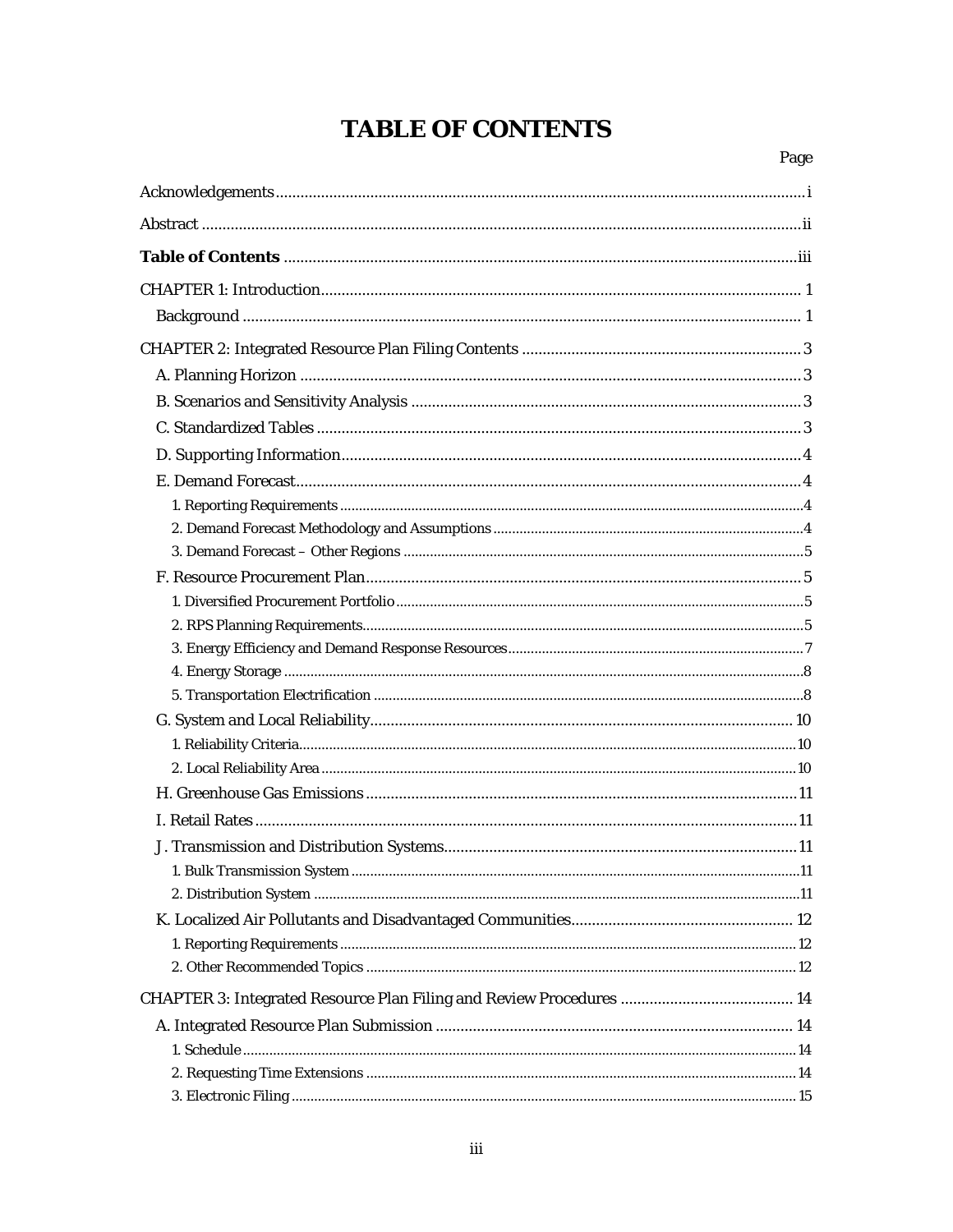# TABLE OF CONTENTS

Page

Acknowledgements ................................................................................................................ i

Abstract ................................................................................................................................ ii

**Table of Contents** ................................................................................................................ iii

CHAPTER 1: Introduction ..................................................................................................... 1

Background ......................................................................................................................... 1

CHAPTER 2: Integrated Resource Plan Filing Contents ..................................................... 3

A. Planning Horizon ............................................................................................................ 3

B. Scenarios and Sensitivity Analysis ................................................................................ 3

C. Standardized Tables ........................................................................................................ 3

D. Supporting Information ................................................................................................... 4

E. Demand Forecast ............................................................................................................. 4

1. Reporting Requirements ................................................................................................. 4

2. Demand Forecast Methodology and Assumptions ........................................................ 4

3. Demand Forecast – Other Regions ................................................................................ 5

F. Resource Procurement Plan ............................................................................................ 5

1. Diversified Procurement Portfolio ................................................................................. 5

2. RPS Planning Requirements ........................................................................................... 5

3. Energy Efficiency and Demand Response Resources .................................................... 7

4. Energy Storage ................................................................................................................ 8

5. Transportation Electrification ........................................................................................ 8

G. System and Local Reliability ........................................................................................ 10

1. Reliability Criteria ........................................................................................................ 10

2. Local Reliability Area .................................................................................................... 10

H. Greenhouse Gas Emissions ........................................................................................... 11

I. Retail Rates ..................................................................................................................... 11

J. Transmission and Distribution Systems ........................................................................ 11

1. Bulk Transmission System ............................................................................................ 11

2. Distribution System ....................................................................................................... 11

K. Localized Air Pollutants and Disadvantaged Communities ......................................... 12

1. Reporting Requirements ............................................................................................... 12

2. Other Recommended Topics ......................................................................................... 12

CHAPTER 3: Integrated Resource Plan Filing and Review Procedures ........................... 14

A. Integrated Resource Plan Submission ......................................................................... 14

1. Schedule ......................................................................................................................... 14

2. Requesting Time Extensions ......................................................................................... 14

3. Electronic Filing ............................................................................................................ 15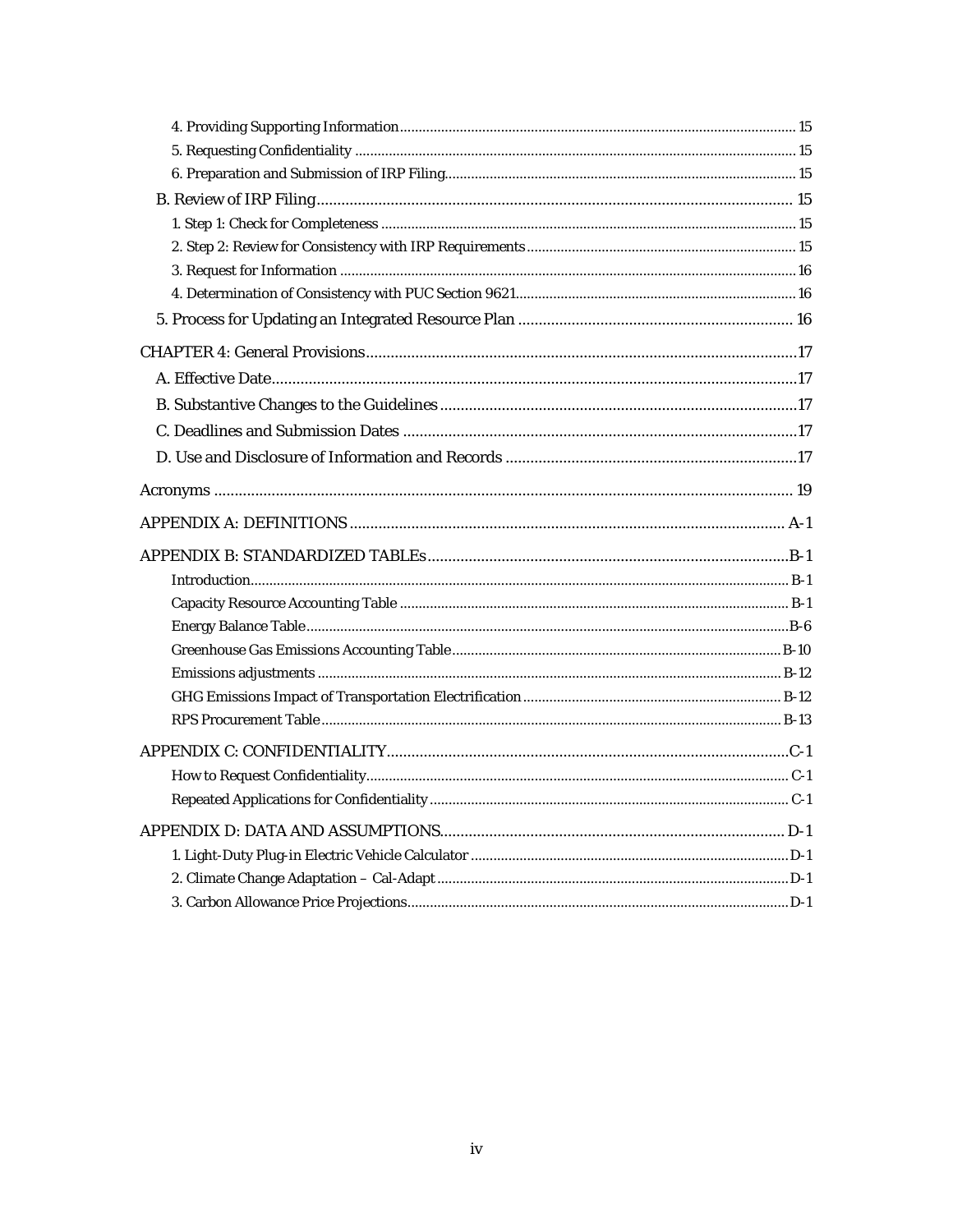4. Providing Supporting Information .......... 15

5. Requesting Confidentiality .......... 15

6. Preparation and Submission of IRP Filing .......... 15

B. Review of IRP Filing .......... 15

1. Step 1: Check for Completeness .......... 15

2. Step 2: Review for Consistency with IRP Requirements .......... 15

3. Request for Information .......... 16

4. Determination of Consistency with PUC Section 9621 .......... 16

5. Process for Updating an Integrated Resource Plan .......... 16

CHAPTER 4: General Provisions .......... 17

A. Effective Date .......... 17

B. Substantive Changes to the Guidelines .......... 17

C. Deadlines and Submission Dates .......... 17

D. Use and Disclosure of Information and Records .......... 17

Acronyms .......... 19

APPENDIX A: DEFINITIONS .......... A-1

APPENDIX B: STANDARDIZED TABLEs .......... B-1

Introduction .......... B-1

Capacity Resource Accounting Table .......... B-1

Energy Balance Table .......... B-6

Greenhouse Gas Emissions Accounting Table .......... B-10

Emissions adjustments .......... B-12

GHG Emissions Impact of Transportation Electrification .......... B-12

RPS Procurement Table .......... B-13

APPENDIX C: CONFIDENTIALITY .......... C-1

How to Request Confidentiality .......... C-1

Repeated Applications for Confidentiality .......... C-1

APPENDIX D: DATA AND ASSUMPTIONS .......... D-1

1. Light-Duty Plug-in Electric Vehicle Calculator .......... D-1

2. Climate Change Adaptation – Cal-Adapt .......... D-1

3. Carbon Allowance Price Projections .......... D-1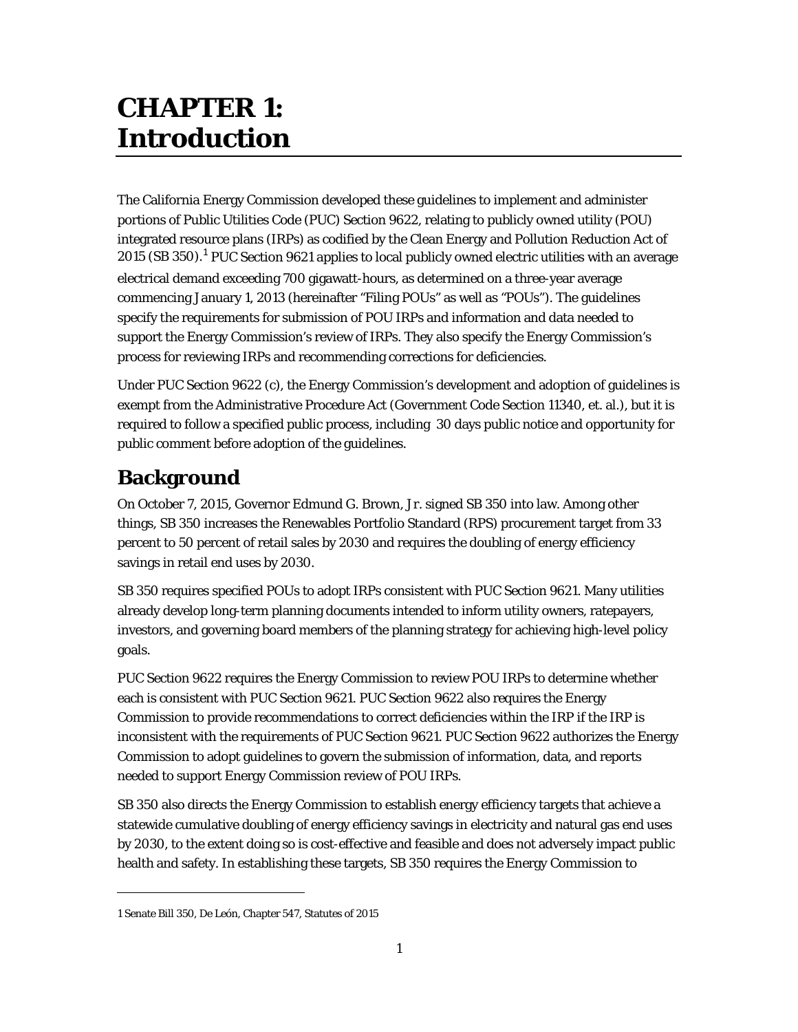# CHAPTER 1: Introduction

The California Energy Commission developed these guidelines to implement and administer portions of Public Utilities Code (PUC) Section 9622, relating to publicly owned utility (POU) integrated resource plans (IRPs) as codified by the Clean Energy and Pollution Reduction Act of 2015 (SB 350).[1] PUC Section 9621 applies to local publicly owned electric utilities with an average electrical demand exceeding 700 gigawatt-hours, as determined on a three-year average commencing January 1, 2013 (hereinafter "Filing POUs" as well as "POUs"). The guidelines specify the requirements for submission of POU IRPs and information and data needed to support the Energy Commission's review of IRPs. They also specify the Energy Commission's process for reviewing IRPs and recommending corrections for deficiencies.

Under PUC Section 9622 (c), the Energy Commission's development and adoption of guidelines is exempt from the Administrative Procedure Act (Government Code Section 11340, et. al.), but it is required to follow a specified public process, including 30 days public notice and opportunity for public comment before adoption of the guidelines.

## Background

On October 7, 2015, Governor Edmund G. Brown, Jr. signed SB 350 into law. Among other things, SB 350 increases the Renewables Portfolio Standard (RPS) procurement target from 33 percent to 50 percent of retail sales by 2030 and requires the doubling of energy efficiency savings in retail end uses by 2030.

SB 350 requires specified POUs to adopt IRPs consistent with PUC Section 9621. Many utilities already develop long-term planning documents intended to inform utility owners, ratepayers, investors, and governing board members of the planning strategy for achieving high-level policy goals.

PUC Section 9622 requires the Energy Commission to review POU IRPs to determine whether each is consistent with PUC Section 9621. PUC Section 9622 also requires the Energy Commission to provide recommendations to correct deficiencies within the IRP if the IRP is inconsistent with the requirements of PUC Section 9621. PUC Section 9622 authorizes the Energy Commission to adopt guidelines to govern the submission of information, data, and reports needed to support Energy Commission review of POU IRPs.

SB 350 also directs the Energy Commission to establish energy efficiency targets that achieve a statewide cumulative doubling of energy efficiency savings in electricity and natural gas end uses by 2030, to the extent doing so is cost-effective and feasible and does not adversely impact public health and safety. In establishing these targets, SB 350 requires the Energy Commission to

---

1 Senate Bill 350, De León, Chapter 547, Statutes of 2015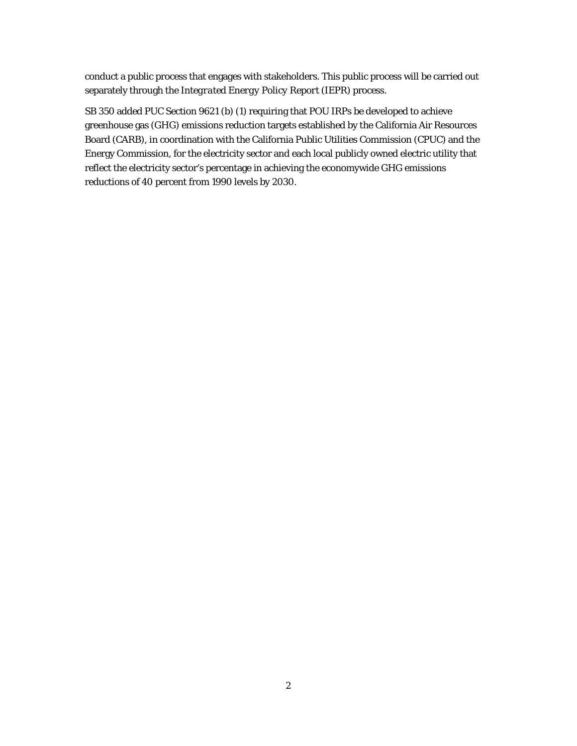conduct a public process that engages with stakeholders. This public process will be carried out separately through the *Integrated Energy Policy Report* (IEPR) process.

SB 350 added PUC Section 9621 (b) (1) requiring that POU IRPs be developed to achieve greenhouse gas (GHG) emissions reduction targets established by the California Air Resources Board (CARB), in coordination with the California Public Utilities Commission (CPUC) and the Energy Commission, for the electricity sector and each local publicly owned electric utility that reflect the electricity sector's percentage in achieving the economywide GHG emissions reductions of 40 percent from 1990 levels by 2030.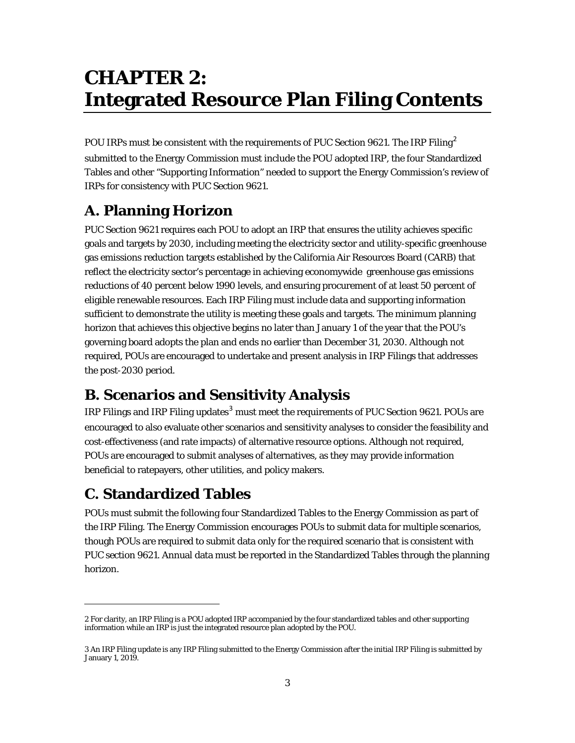# CHAPTER 2: Integrated Resource Plan Filing Contents

POU IRPs must be consistent with the requirements of PUC Section 9621. The IRP Filing[2] submitted to the Energy Commission must include the POU adopted IRP, the four Standardized Tables and other "Supporting Information" needed to support the Energy Commission's review of IRPs for consistency with PUC Section 9621.

## A. Planning Horizon

PUC Section 9621 requires each POU to adopt an IRP that ensures the utility achieves specific goals and targets by 2030, including meeting the electricity sector and utility-specific greenhouse gas emissions reduction targets established by the California Air Resources Board (CARB) that reflect the electricity sector's percentage in achieving economywide greenhouse gas emissions reductions of 40 percent below 1990 levels, and ensuring procurement of at least 50 percent of eligible renewable resources. Each IRP Filing must include data and supporting information sufficient to demonstrate the utility is meeting these goals and targets. The minimum planning horizon that achieves this objective begins no later than January 1 of the year that the POU's governing board adopts the plan and ends no earlier than December 31, 2030. Although not required, POUs are encouraged to undertake and present analysis in IRP Filings that addresses the post-2030 period.

## B. Scenarios and Sensitivity Analysis

IRP Filings and IRP Filing updates[3] must meet the requirements of PUC Section 9621. POUs are encouraged to also evaluate other scenarios and sensitivity analyses to consider the feasibility and cost-effectiveness (and rate impacts) of alternative resource options. Although not required, POUs are encouraged to submit analyses of alternatives, as they may provide information beneficial to ratepayers, other utilities, and policy makers.

## C. Standardized Tables

POUs must submit the following four Standardized Tables to the Energy Commission as part of the IRP Filing. The Energy Commission encourages POUs to submit data for multiple scenarios, though POUs are required to submit data only for the required scenario that is consistent with PUC section 9621. Annual data must be reported in the Standardized Tables through the planning horizon.

---

2 For clarity, an IRP Filing is a POU adopted IRP accompanied by the four standardized tables and other supporting information while an IRP is just the integrated resource plan adopted by the POU.

3 An IRP Filing update is any IRP Filing submitted to the Energy Commission after the initial IRP Filing is submitted by January 1, 2019.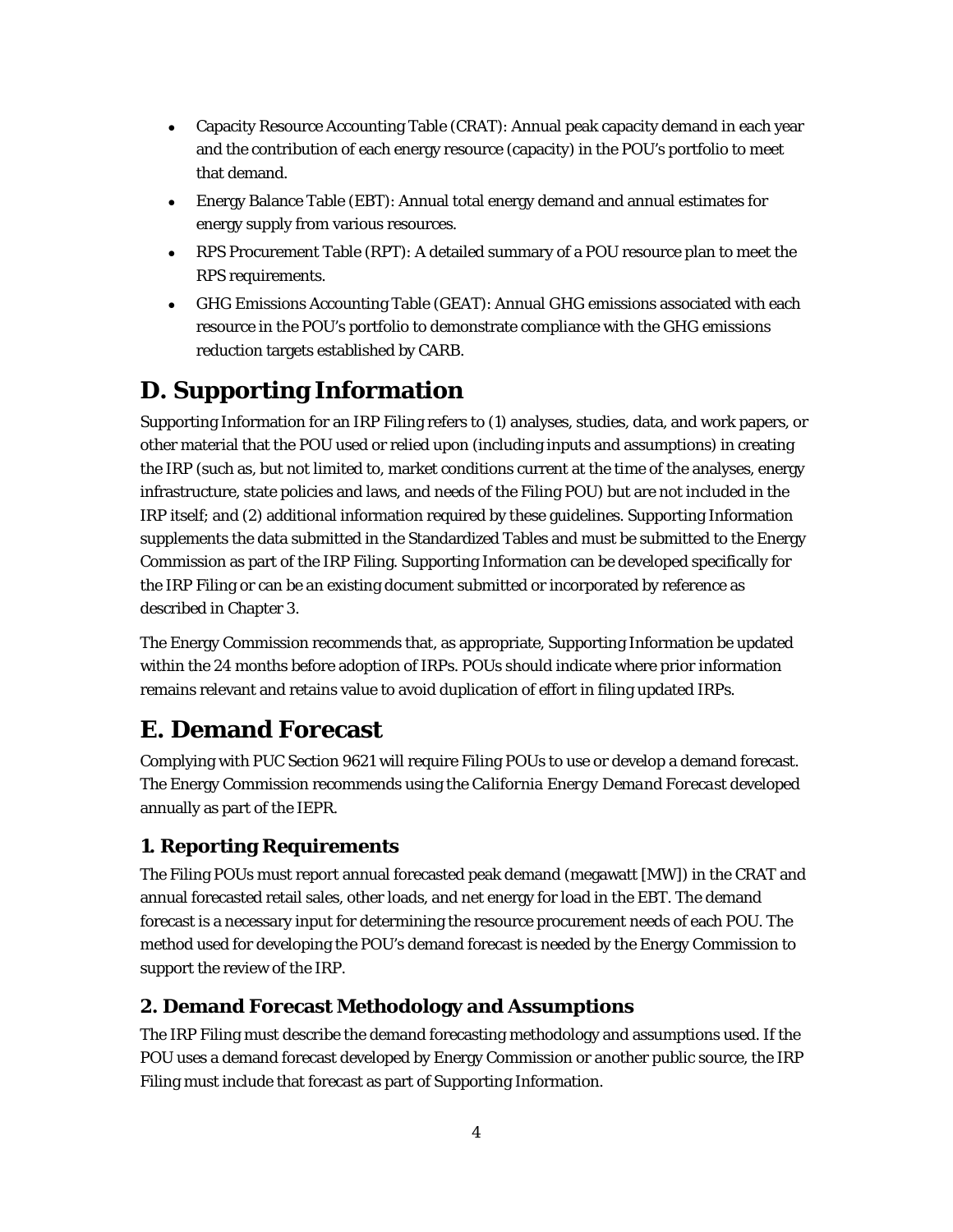- Capacity Resource Accounting Table (CRAT): Annual peak capacity demand in each year and the contribution of each energy resource (capacity) in the POU's portfolio to meet that demand.
- Energy Balance Table (EBT): Annual total energy demand and annual estimates for energy supply from various resources.
- RPS Procurement Table (RPT): A detailed summary of a POU resource plan to meet the RPS requirements.
- GHG Emissions Accounting Table (GEAT): Annual GHG emissions associated with each resource in the POU's portfolio to demonstrate compliance with the GHG emissions reduction targets established by CARB.

# D. Supporting Information

Supporting Information for an IRP Filing refers to (1) analyses, studies, data, and work papers, or other material that the POU used or relied upon (including inputs and assumptions) in creating the IRP (such as, but not limited to, market conditions current at the time of the analyses, energy infrastructure, state policies and laws, and needs of the Filing POU) but are not included in the IRP itself; and (2) additional information required by these guidelines. Supporting Information supplements the data submitted in the Standardized Tables and must be submitted to the Energy Commission as part of the IRP Filing. Supporting Information can be developed specifically for the IRP Filing or can be an existing document submitted or incorporated by reference as described in Chapter 3.

The Energy Commission recommends that, as appropriate, Supporting Information be updated within the 24 months before adoption of IRPs. POUs should indicate where prior information remains relevant and retains value to avoid duplication of effort in filing updated IRPs.

# E. Demand Forecast

Complying with PUC Section 9621 will require Filing POUs to use or develop a demand forecast. The Energy Commission recommends using the *California Energy Demand Forecast* developed annually as part of the IEPR.

## 1. Reporting Requirements

The Filing POUs must report annual forecasted peak demand (megawatt [MW]) in the CRAT and annual forecasted retail sales, other loads, and net energy for load in the EBT. The demand forecast is a necessary input for determining the resource procurement needs of each POU. The method used for developing the POU's demand forecast is needed by the Energy Commission to support the review of the IRP.

## 2. Demand Forecast Methodology and Assumptions

The IRP Filing must describe the demand forecasting methodology and assumptions used. If the POU uses a demand forecast developed by Energy Commission or another public source, the IRP Filing must include that forecast as part of Supporting Information.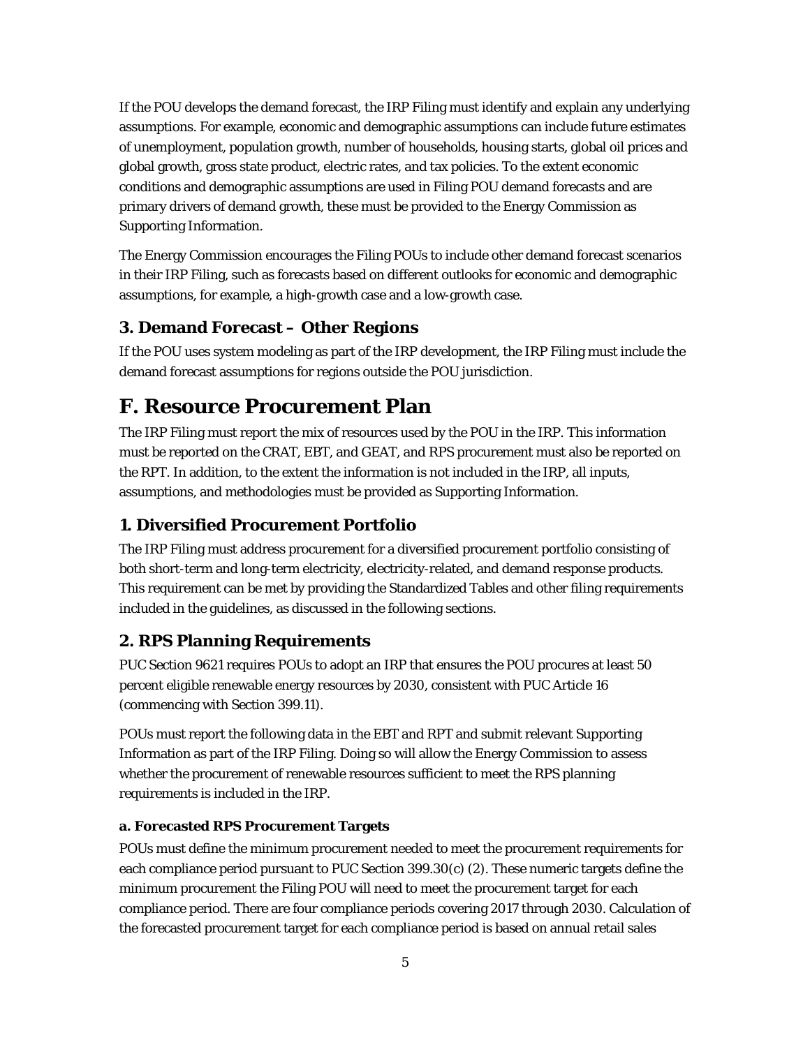If the POU develops the demand forecast, the IRP Filing must identify and explain any underlying assumptions. For example, economic and demographic assumptions can include future estimates of unemployment, population growth, number of households, housing starts, global oil prices and global growth, gross state product, electric rates, and tax policies. To the extent economic conditions and demographic assumptions are used in Filing POU demand forecasts and are primary drivers of demand growth, these must be provided to the Energy Commission as Supporting Information.

The Energy Commission encourages the Filing POUs to include other demand forecast scenarios in their IRP Filing, such as forecasts based on different outlooks for economic and demographic assumptions, for example, a high-growth case and a low-growth case.

## 3. Demand Forecast – Other Regions

If the POU uses system modeling as part of the IRP development, the IRP Filing must include the demand forecast assumptions for regions outside the POU jurisdiction.

# F. Resource Procurement Plan

The IRP Filing must report the mix of resources used by the POU in the IRP. This information must be reported on the CRAT, EBT, and GEAT, and RPS procurement must also be reported on the RPT. In addition, to the extent the information is not included in the IRP, all inputs, assumptions, and methodologies must be provided as Supporting Information.

## 1. Diversified Procurement Portfolio

The IRP Filing must address procurement for a diversified procurement portfolio consisting of both short-term and long-term electricity, electricity-related, and demand response products. This requirement can be met by providing the Standardized Tables and other filing requirements included in the guidelines, as discussed in the following sections.

## 2. RPS Planning Requirements

PUC Section 9621 requires POUs to adopt an IRP that ensures the POU procures at least 50 percent eligible renewable energy resources by 2030, consistent with PUC Article 16 (commencing with Section 399.11).

POUs must report the following data in the EBT and RPT and submit relevant Supporting Information as part of the IRP Filing. Doing so will allow the Energy Commission to assess whether the procurement of renewable resources sufficient to meet the RPS planning requirements is included in the IRP.

### a. Forecasted RPS Procurement Targets

POUs must define the minimum procurement needed to meet the procurement requirements for each compliance period pursuant to PUC Section 399.30(c) (2). These numeric targets define the minimum procurement the Filing POU will need to meet the procurement target for each compliance period. There are four compliance periods covering 2017 through 2030. Calculation of the forecasted procurement target for each compliance period is based on annual retail sales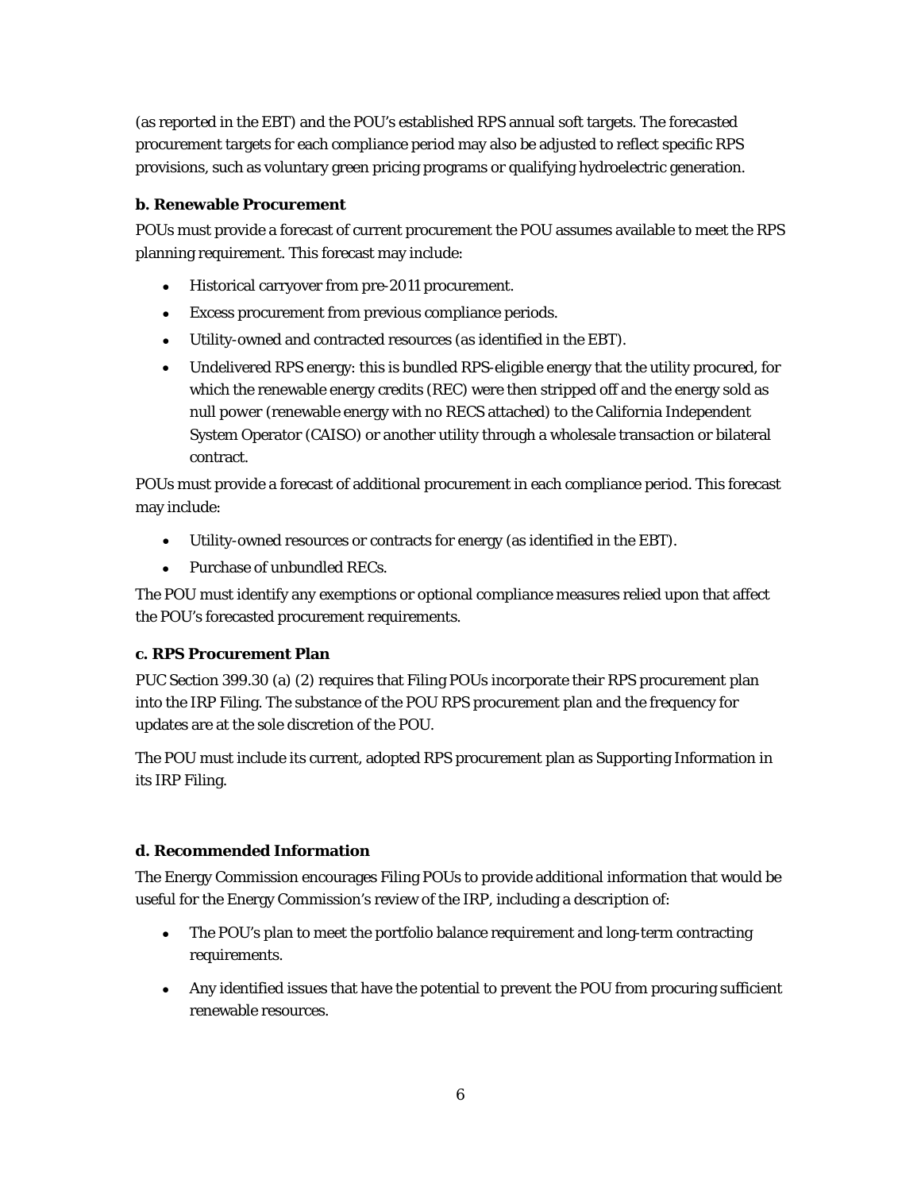(as reported in the EBT) and the POU's established RPS annual soft targets. The forecasted procurement targets for each compliance period may also be adjusted to reflect specific RPS provisions, such as voluntary green pricing programs or qualifying hydroelectric generation.

**b. Renewable Procurement**

POUs must provide a forecast of current procurement the POU assumes available to meet the RPS planning requirement. This forecast may include:

- Historical carryover from pre-2011 procurement.
- Excess procurement from previous compliance periods.
- Utility-owned and contracted resources (as identified in the EBT).
- Undelivered RPS energy: this is bundled RPS-eligible energy that the utility procured, for which the renewable energy credits (REC) were then stripped off and the energy sold as null power (renewable energy with no RECS attached) to the California Independent System Operator (CAISO) or another utility through a wholesale transaction or bilateral contract.

POUs must provide a forecast of additional procurement in each compliance period. This forecast may include:

- Utility-owned resources or contracts for energy (as identified in the EBT).
- Purchase of unbundled RECs.

The POU must identify any exemptions or optional compliance measures relied upon that affect the POU's forecasted procurement requirements.

**c. RPS Procurement Plan**

PUC Section 399.30 (a) (2) requires that Filing POUs incorporate their RPS procurement plan into the IRP Filing. The substance of the POU RPS procurement plan and the frequency for updates are at the sole discretion of the POU.

The POU must include its current, adopted RPS procurement plan as Supporting Information in its IRP Filing.

**d. Recommended Information**

The Energy Commission encourages Filing POUs to provide additional information that would be useful for the Energy Commission's review of the IRP, including a description of:

- The POU's plan to meet the portfolio balance requirement and long-term contracting requirements.
- Any identified issues that have the potential to prevent the POU from procuring sufficient renewable resources.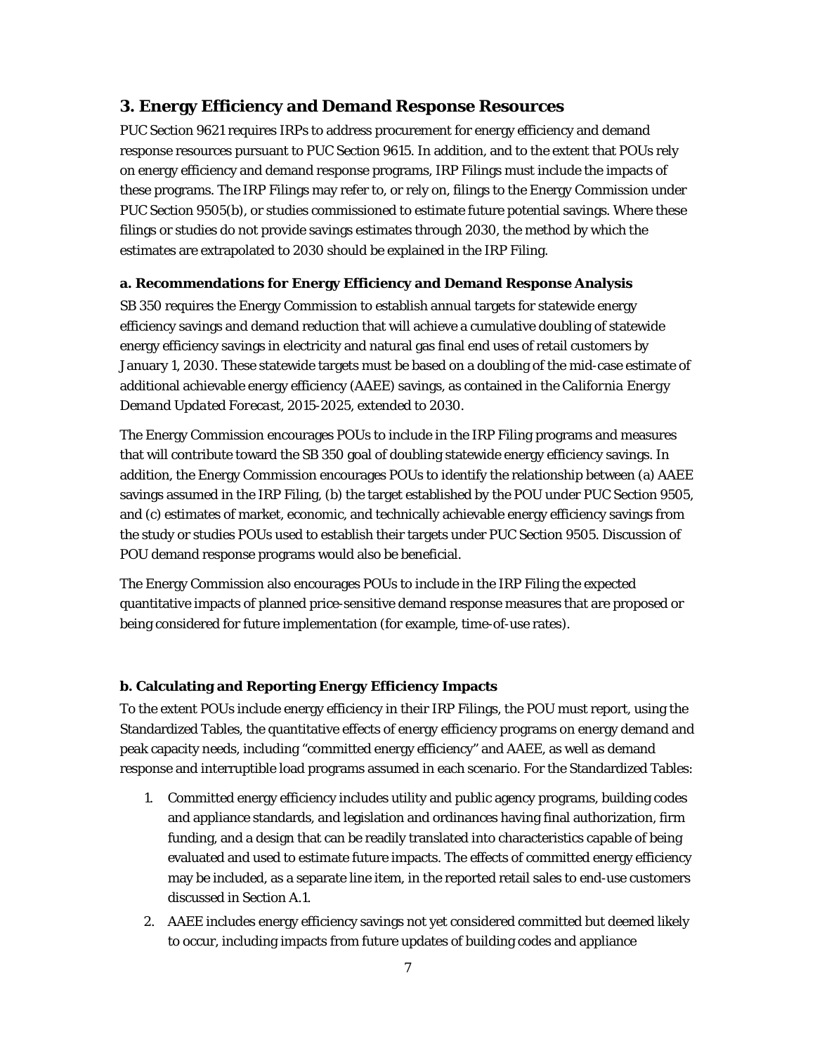## 3. Energy Efficiency and Demand Response Resources

PUC Section 9621 requires IRPs to address procurement for energy efficiency and demand response resources pursuant to PUC Section 9615. In addition, and to the extent that POUs rely on energy efficiency and demand response programs, IRP Filings must include the impacts of these programs. The IRP Filings may refer to, or rely on, filings to the Energy Commission under PUC Section 9505(b), or studies commissioned to estimate future potential savings. Where these filings or studies do not provide savings estimates through 2030, the method by which the estimates are extrapolated to 2030 should be explained in the IRP Filing.

### a. Recommendations for Energy Efficiency and Demand Response Analysis

SB 350 requires the Energy Commission to establish annual targets for statewide energy efficiency savings and demand reduction that will achieve a cumulative doubling of statewide energy efficiency savings in electricity and natural gas final end uses of retail customers by January 1, 2030. These statewide targets must be based on a doubling of the mid-case estimate of additional achievable energy efficiency (AAEE) savings, as contained in the *California Energy Demand Updated Forecast, 2015-2025*, extended to 2030.

The Energy Commission encourages POUs to include in the IRP Filing programs and measures that will contribute toward the SB 350 goal of doubling statewide energy efficiency savings. In addition, the Energy Commission encourages POUs to identify the relationship between (a) AAEE savings assumed in the IRP Filing, (b) the target established by the POU under PUC Section 9505, and (c) estimates of market, economic, and technically achievable energy efficiency savings from the study or studies POUs used to establish their targets under PUC Section 9505. Discussion of POU demand response programs would also be beneficial.

The Energy Commission also encourages POUs to include in the IRP Filing the expected quantitative impacts of planned price-sensitive demand response measures that are proposed or being considered for future implementation (for example, time-of-use rates).

### b. Calculating and Reporting Energy Efficiency Impacts

To the extent POUs include energy efficiency in their IRP Filings, the POU must report, using the Standardized Tables, the quantitative effects of energy efficiency programs on energy demand and peak capacity needs, including "committed energy efficiency" and AAEE, as well as demand response and interruptible load programs assumed in each scenario. For the Standardized Tables:

1. Committed energy efficiency includes utility and public agency programs, building codes and appliance standards, and legislation and ordinances having final authorization, firm funding, and a design that can be readily translated into characteristics capable of being evaluated and used to estimate future impacts. The effects of committed energy efficiency may be included, as a separate line item, in the reported retail sales to end-use customers discussed in Section A.1.
2. AAEE includes energy efficiency savings not yet considered committed but deemed likely to occur, including impacts from future updates of building codes and appliance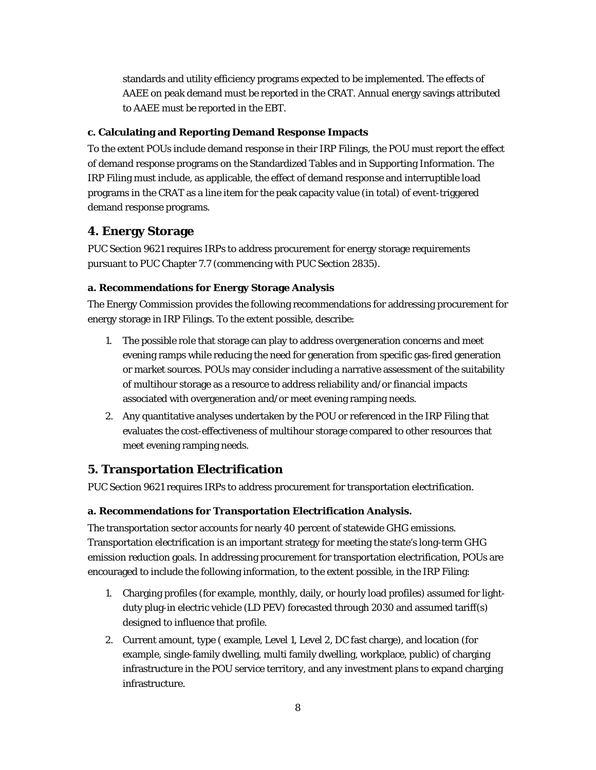standards and utility efficiency programs expected to be implemented. The effects of AAEE on peak demand must be reported in the CRAT. Annual energy savings attributed to AAEE must be reported in the EBT.

### c. Calculating and Reporting Demand Response Impacts

To the extent POUs include demand response in their IRP Filings, the POU must report the effect of demand response programs on the Standardized Tables and in Supporting Information. The IRP Filing must include, as applicable, the effect of demand response and interruptible load programs in the CRAT as a line item for the peak capacity value (in total) of event-triggered demand response programs.

## 4. Energy Storage

PUC Section 9621 requires IRPs to address procurement for energy storage requirements pursuant to PUC Chapter 7.7 (commencing with PUC Section 2835).

### a. Recommendations for Energy Storage Analysis

The Energy Commission provides the following recommendations for addressing procurement for energy storage in IRP Filings. To the extent possible, describe:

1. The possible role that storage can play to address overgeneration concerns and meet evening ramps while reducing the need for generation from specific gas-fired generation or market sources. POUs may consider including a narrative assessment of the suitability of multihour storage as a resource to address reliability and/or financial impacts associated with overgeneration and/or meet evening ramping needs.
2. Any quantitative analyses undertaken by the POU or referenced in the IRP Filing that evaluates the cost-effectiveness of multihour storage compared to other resources that meet evening ramping needs.

## 5. Transportation Electrification

PUC Section 9621 requires IRPs to address procurement for transportation electrification.

### a. Recommendations for Transportation Electrification Analysis.

The transportation sector accounts for nearly 40 percent of statewide GHG emissions. Transportation electrification is an important strategy for meeting the state's long-term GHG emission reduction goals. In addressing procurement for transportation electrification, POUs are encouraged to include the following information, to the extent possible, in the IRP Filing:

1. Charging profiles (for example, monthly, daily, or hourly load profiles) assumed for light-duty plug-in electric vehicle (LD PEV) forecasted through 2030 and assumed tariff(s) designed to influence that profile.
2. Current amount, type ( example, Level 1, Level 2, DC fast charge), and location (for example, single-family dwelling, multi family dwelling, workplace, public) of charging infrastructure in the POU service territory, and any investment plans to expand charging infrastructure.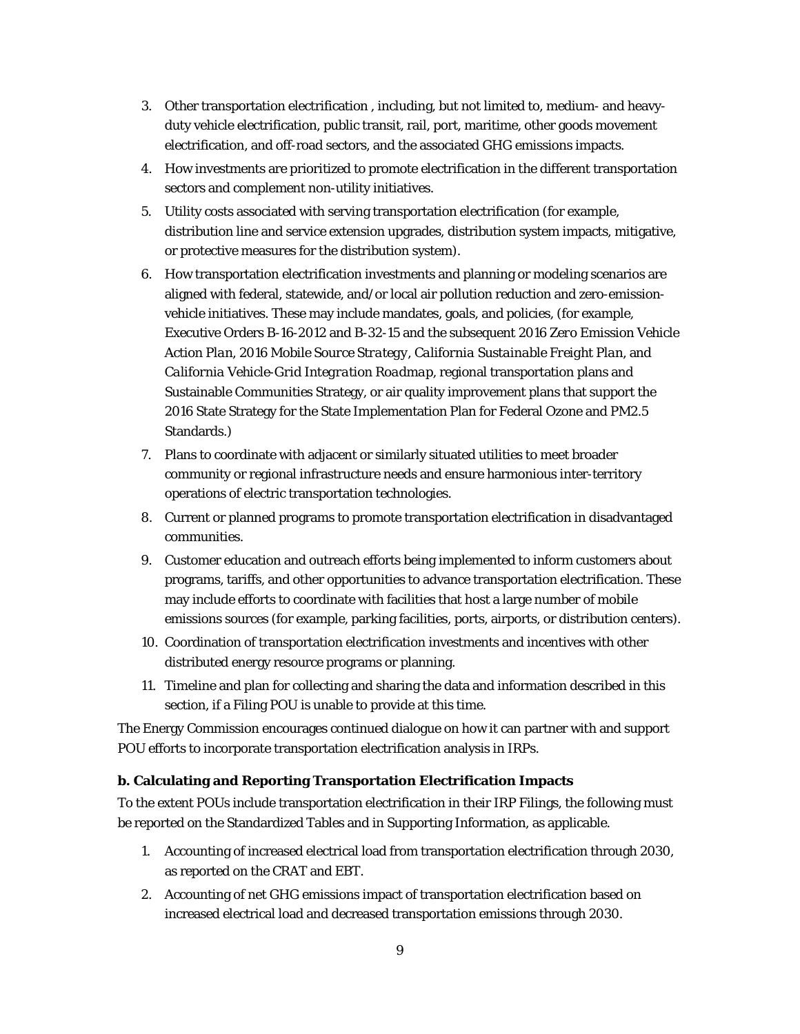3. Other transportation electrification , including, but not limited to, medium- and heavy-duty vehicle electrification, public transit, rail, port, maritime, other goods movement electrification, and off-road sectors, and the associated GHG emissions impacts.
4. How investments are prioritized to promote electrification in the different transportation sectors and complement non-utility initiatives.
5. Utility costs associated with serving transportation electrification (for example, distribution line and service extension upgrades, distribution system impacts, mitigative, or protective measures for the distribution system).
6. How transportation electrification investments and planning or modeling scenarios are aligned with federal, statewide, and/or local air pollution reduction and zero-emission-vehicle initiatives. These may include mandates, goals, and policies, (for example, Executive Orders B-16-2012 and B-32-15 and the subsequent *2016 Zero Emission Vehicle Action Plan*, *2016 Mobile Source Strategy*, *California Sustainable Freight Plan*, and *California Vehicle-Grid Integration Roadmap*, regional transportation plans and Sustainable Communities Strategy, or air quality improvement plans that support the 2016 State Strategy for the State Implementation Plan for Federal Ozone and PM2.5 Standards.)
7. Plans to coordinate with adjacent or similarly situated utilities to meet broader community or regional infrastructure needs and ensure harmonious inter-territory operations of electric transportation technologies.
8. Current or planned programs to promote transportation electrification in disadvantaged communities.
9. Customer education and outreach efforts being implemented to inform customers about programs, tariffs, and other opportunities to advance transportation electrification. These may include efforts to coordinate with facilities that host a large number of mobile emissions sources (for example, parking facilities, ports, airports, or distribution centers).
10. Coordination of transportation electrification investments and incentives with other distributed energy resource programs or planning.
11. Timeline and plan for collecting and sharing the data and information described in this section, if a Filing POU is unable to provide at this time.

The Energy Commission encourages continued dialogue on how it can partner with and support POU efforts to incorporate transportation electrification analysis in IRPs.

**b. Calculating and Reporting Transportation Electrification Impacts**

To the extent POUs include transportation electrification in their IRP Filings, the following must be reported on the Standardized Tables and in Supporting Information, as applicable.

1. Accounting of increased electrical load from transportation electrification through 2030, as reported on the CRAT and EBT.
2. Accounting of net GHG emissions impact of transportation electrification based on increased electrical load and decreased transportation emissions through 2030.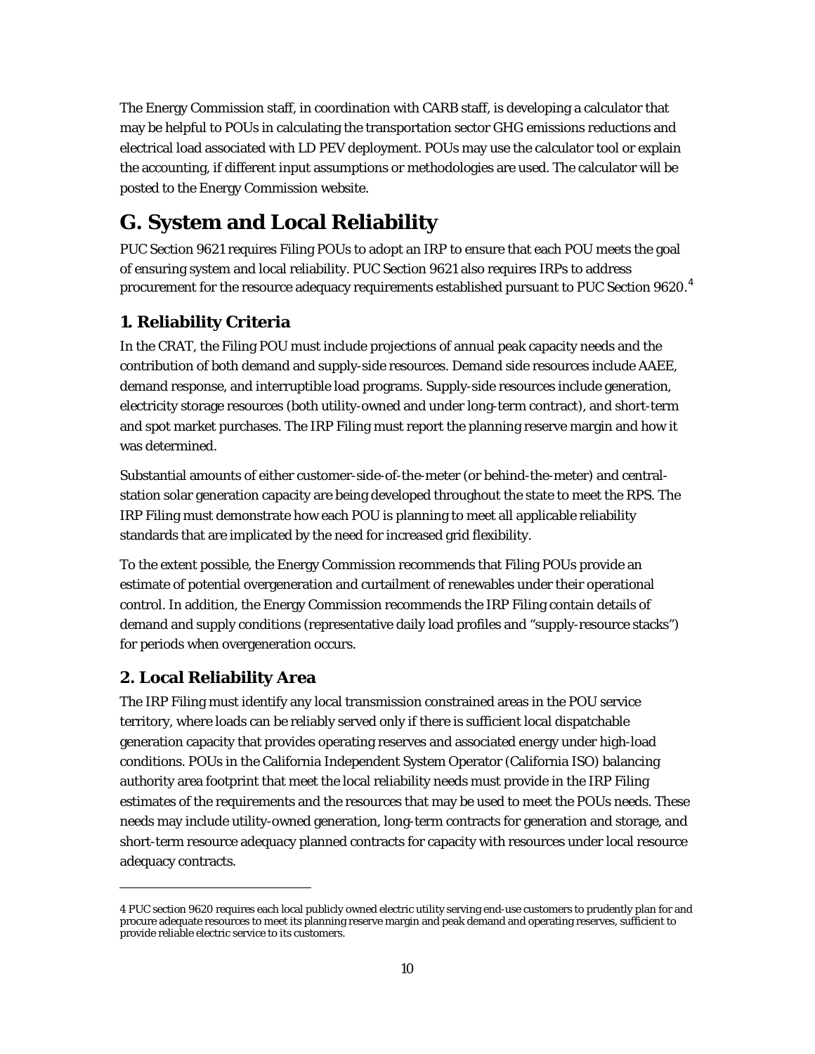The Energy Commission staff, in coordination with CARB staff, is developing a calculator that may be helpful to POUs in calculating the transportation sector GHG emissions reductions and electrical load associated with LD PEV deployment. POUs may use the calculator tool or explain the accounting, if different input assumptions or methodologies are used. The calculator will be posted to the Energy Commission website.

# G. System and Local Reliability

PUC Section 9621 requires Filing POUs to adopt an IRP to ensure that each POU meets the goal of ensuring system and local reliability. PUC Section 9621 also requires IRPs to address procurement for the resource adequacy requirements established pursuant to PUC Section 9620.[4]

## 1. Reliability Criteria

In the CRAT, the Filing POU must include projections of annual peak capacity needs and the contribution of both demand and supply-side resources. Demand side resources include AAEE, demand response, and interruptible load programs. Supply-side resources include generation, electricity storage resources (both utility-owned and under long-term contract), and short-term and spot market purchases. The IRP Filing must report the planning reserve margin and how it was determined.

Substantial amounts of either customer-side-of-the-meter (or behind-the-meter) and central-station solar generation capacity are being developed throughout the state to meet the RPS. The IRP Filing must demonstrate how each POU is planning to meet all applicable reliability standards that are implicated by the need for increased grid flexibility.

To the extent possible, the Energy Commission recommends that Filing POUs provide an estimate of potential overgeneration and curtailment of renewables under their operational control. In addition, the Energy Commission recommends the IRP Filing contain details of demand and supply conditions (representative daily load profiles and "supply-resource stacks") for periods when overgeneration occurs.

## 2. Local Reliability Area

The IRP Filing must identify any local transmission constrained areas in the POU service territory, where loads can be reliably served only if there is sufficient local dispatchable generation capacity that provides operating reserves and associated energy under high-load conditions. POUs in the California Independent System Operator (California ISO) balancing authority area footprint that meet the local reliability needs must provide in the IRP Filing estimates of the requirements and the resources that may be used to meet the POUs needs. These needs may include utility-owned generation, long-term contracts for generation and storage, and short-term resource adequacy planned contracts for capacity with resources under local resource adequacy contracts.

---

4 PUC section 9620 requires each local publicly owned electric utility serving end-use customers to prudently plan for and procure adequate resources to meet its planning reserve margin and peak demand and operating reserves, sufficient to provide reliable electric service to its customers.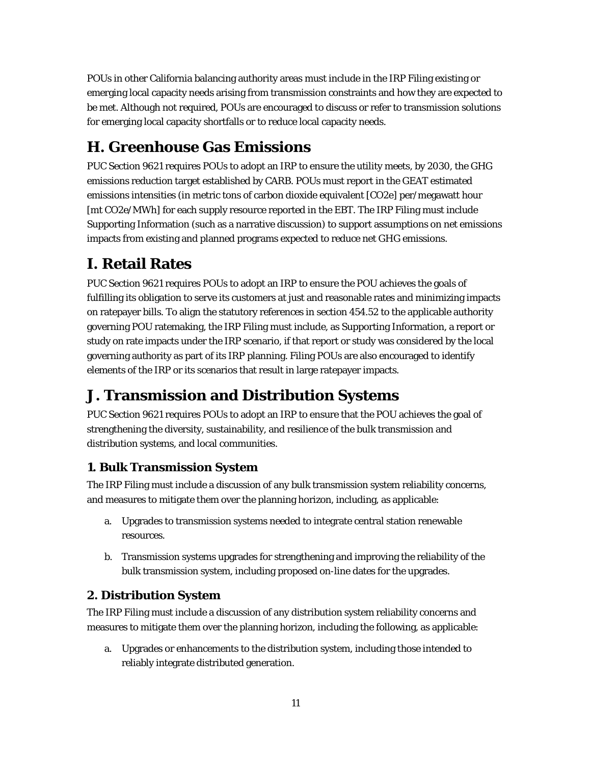POUs in other California balancing authority areas must include in the IRP Filing existing or emerging local capacity needs arising from transmission constraints and how they are expected to be met. Although not required, POUs are encouraged to discuss or refer to transmission solutions for emerging local capacity shortfalls or to reduce local capacity needs.

# H. Greenhouse Gas Emissions

PUC Section 9621 requires POUs to adopt an IRP to ensure the utility meets, by 2030, the GHG emissions reduction target established by CARB. POUs must report in the GEAT estimated emissions intensities (in metric tons of carbon dioxide equivalent [CO2e] per/megawatt hour [mt CO2e/MWh] for each supply resource reported in the EBT. The IRP Filing must include Supporting Information (such as a narrative discussion) to support assumptions on net emissions impacts from existing and planned programs expected to reduce net GHG emissions.

# I. Retail Rates

PUC Section 9621 requires POUs to adopt an IRP to ensure the POU achieves the goals of fulfilling its obligation to serve its customers at just and reasonable rates and minimizing impacts on ratepayer bills. To align the statutory references in section 454.52 to the applicable authority governing POU ratemaking, the IRP Filing must include, as Supporting Information, a report or study on rate impacts under the IRP scenario, if that report or study was considered by the local governing authority as part of its IRP planning. Filing POUs are also encouraged to identify elements of the IRP or its scenarios that result in large ratepayer impacts.

# J. Transmission and Distribution Systems

PUC Section 9621 requires POUs to adopt an IRP to ensure that the POU achieves the goal of strengthening the diversity, sustainability, and resilience of the bulk transmission and distribution systems, and local communities.

### 1. Bulk Transmission System

The IRP Filing must include a discussion of any bulk transmission system reliability concerns, and measures to mitigate them over the planning horizon, including, as applicable:

a. Upgrades to transmission systems needed to integrate central station renewable resources.

b. Transmission systems upgrades for strengthening and improving the reliability of the bulk transmission system, including proposed on-line dates for the upgrades.

### 2. Distribution System

The IRP Filing must include a discussion of any distribution system reliability concerns and measures to mitigate them over the planning horizon, including the following, as applicable:

a. Upgrades or enhancements to the distribution system, including those intended to reliably integrate distributed generation.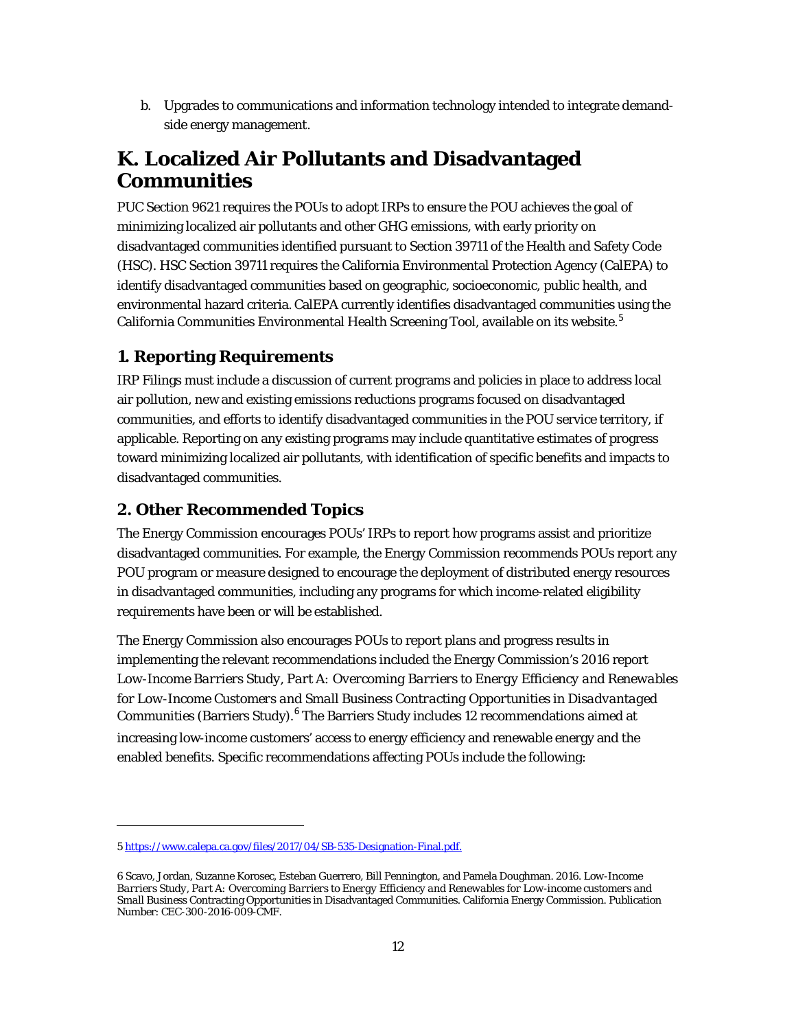b. Upgrades to communications and information technology intended to integrate demand-side energy management.

# K. Localized Air Pollutants and Disadvantaged Communities

PUC Section 9621 requires the POUs to adopt IRPs to ensure the POU achieves the goal of minimizing localized air pollutants and other GHG emissions, with early priority on disadvantaged communities identified pursuant to Section 39711 of the Health and Safety Code (HSC). HSC Section 39711 requires the California Environmental Protection Agency (CalEPA) to identify disadvantaged communities based on geographic, socioeconomic, public health, and environmental hazard criteria. CalEPA currently identifies disadvantaged communities using the California Communities Environmental Health Screening Tool, available on its website.[5]

## 1. Reporting Requirements

IRP Filings must include a discussion of current programs and policies in place to address local air pollution, new and existing emissions reductions programs focused on disadvantaged communities, and efforts to identify disadvantaged communities in the POU service territory, if applicable. Reporting on any existing programs may include quantitative estimates of progress toward minimizing localized air pollutants, with identification of specific benefits and impacts to disadvantaged communities.

## 2. Other Recommended Topics

The Energy Commission encourages POUs' IRPs to report how programs assist and prioritize disadvantaged communities. For example, the Energy Commission recommends POUs report any POU program or measure designed to encourage the deployment of distributed energy resources in disadvantaged communities, including any programs for which income-related eligibility requirements have been or will be established.

The Energy Commission also encourages POUs to report plans and progress results in implementing the relevant recommendations included the Energy Commission's 2016 report *Low-Income Barriers Study, Part A: Overcoming Barriers to Energy Efficiency and Renewables for Low-Income Customers and Small Business Contracting Opportunities in Disadvantaged Communities* (Barriers Study).[6] The Barriers Study includes 12 recommendations aimed at increasing low-income customers' access to energy efficiency and renewable energy and the enabled benefits. Specific recommendations affecting POUs include the following:

---

5 https://www.calepa.ca.gov/files/2017/04/SB-535-Designation-Final.pdf.

6 Scavo, Jordan, Suzanne Korosec, Esteban Guerrero, Bill Pennington, and Pamela Doughman. 2016. *Low-Income Barriers Study, Part A: Overcoming Barriers to Energy Efficiency and Renewables for Low-income customers and Small Business Contracting Opportunities in Disadvantaged Communities*. California Energy Commission. Publication Number: CEC-300-2016-009-CMF.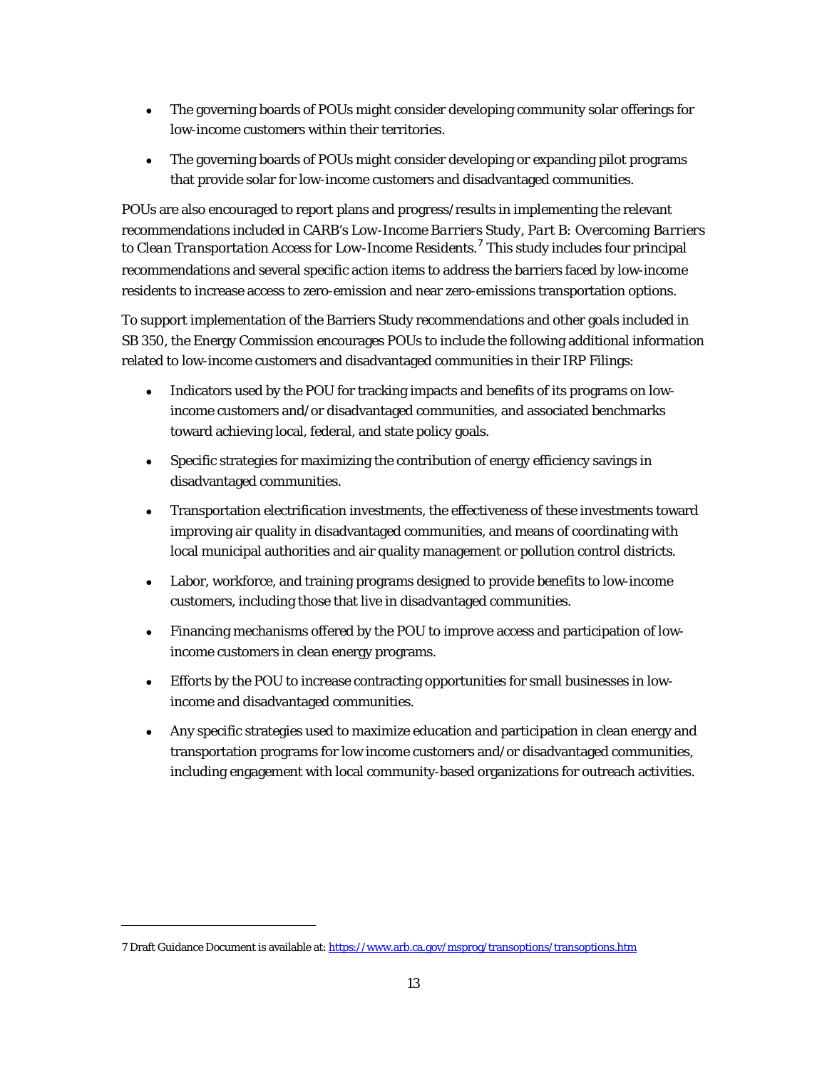- The governing boards of POUs might consider developing community solar offerings for low-income customers within their territories.
- The governing boards of POUs might consider developing or expanding pilot programs that provide solar for low-income customers and disadvantaged communities.

POUs are also encouraged to report plans and progress/results in implementing the relevant recommendations included in CARB's *Low-Income Barriers Study, Part B: Overcoming Barriers to Clean Transportation Access for Low-Income Residents*.[7] This study includes four principal recommendations and several specific action items to address the barriers faced by low-income residents to increase access to zero-emission and near zero-emissions transportation options.

To support implementation of the Barriers Study recommendations and other goals included in SB 350, the Energy Commission encourages POUs to include the following additional information related to low-income customers and disadvantaged communities in their IRP Filings:

- Indicators used by the POU for tracking impacts and benefits of its programs on low-income customers and/or disadvantaged communities, and associated benchmarks toward achieving local, federal, and state policy goals.
- Specific strategies for maximizing the contribution of energy efficiency savings in disadvantaged communities.
- Transportation electrification investments, the effectiveness of these investments toward improving air quality in disadvantaged communities, and means of coordinating with local municipal authorities and air quality management or pollution control districts.
- Labor, workforce, and training programs designed to provide benefits to low-income customers, including those that live in disadvantaged communities.
- Financing mechanisms offered by the POU to improve access and participation of low-income customers in clean energy programs.
- Efforts by the POU to increase contracting opportunities for small businesses in low-income and disadvantaged communities.
- Any specific strategies used to maximize education and participation in clean energy and transportation programs for low income customers and/or disadvantaged communities, including engagement with local community-based organizations for outreach activities.

---

7 Draft Guidance Document is available at: https://www.arb.ca.gov/msprog/transoptions/transoptions.htm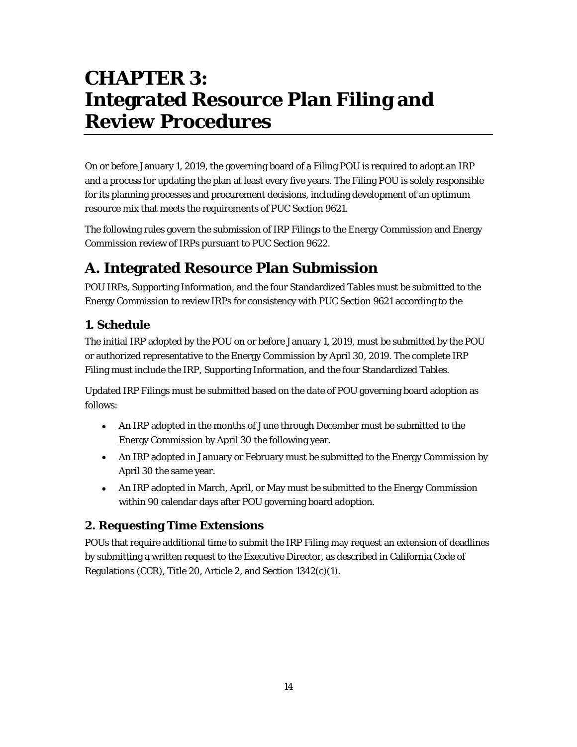# CHAPTER 3: Integrated Resource Plan Filing and Review Procedures

On or before January 1, 2019, the governing board of a Filing POU is required to adopt an IRP and a process for updating the plan at least every five years. The Filing POU is solely responsible for its planning processes and procurement decisions, including development of an optimum resource mix that meets the requirements of PUC Section 9621.

The following rules govern the submission of IRP Filings to the Energy Commission and Energy Commission review of IRPs pursuant to PUC Section 9622.

## A. Integrated Resource Plan Submission

POU IRPs, Supporting Information, and the four Standardized Tables must be submitted to the Energy Commission to review IRPs for consistency with PUC Section 9621 according to the

### 1. Schedule

The initial IRP adopted by the POU on or before January 1, 2019, must be submitted by the POU or authorized representative to the Energy Commission by April 30, 2019. The complete IRP Filing must include the IRP, Supporting Information, and the four Standardized Tables.

Updated IRP Filings must be submitted based on the date of POU governing board adoption as follows:

- An IRP adopted in the months of June through December must be submitted to the Energy Commission by April 30 the following year.
- An IRP adopted in January or February must be submitted to the Energy Commission by April 30 the same year.
- An IRP adopted in March, April, or May must be submitted to the Energy Commission within 90 calendar days after POU governing board adoption.

### 2. Requesting Time Extensions

POUs that require additional time to submit the IRP Filing may request an extension of deadlines by submitting a written request to the Executive Director, as described in California Code of Regulations (CCR), Title 20, Article 2, and Section 1342(c)(1).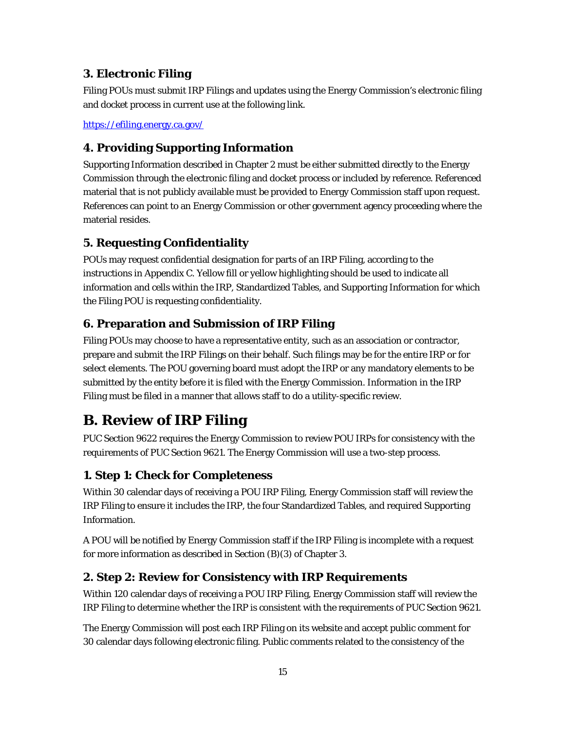### 3. Electronic Filing

Filing POUs must submit IRP Filings and updates using the Energy Commission's electronic filing and docket process in current use at the following link.

https://efiling.energy.ca.gov/

### 4. Providing Supporting Information

Supporting Information described in Chapter 2 must be either submitted directly to the Energy Commission through the electronic filing and docket process or included by reference. Referenced material that is not publicly available must be provided to Energy Commission staff upon request. References can point to an Energy Commission or other government agency proceeding where the material resides.

### 5. Requesting Confidentiality

POUs may request confidential designation for parts of an IRP Filing, according to the instructions in Appendix C. Yellow fill or yellow highlighting should be used to indicate all information and cells within the IRP, Standardized Tables, and Supporting Information for which the Filing POU is requesting confidentiality.

### 6. Preparation and Submission of IRP Filing

Filing POUs may choose to have a representative entity, such as an association or contractor, prepare and submit the IRP Filings on their behalf. Such filings may be for the entire IRP or for select elements. The POU governing board must adopt the IRP or any mandatory elements to be submitted by the entity before it is filed with the Energy Commission. Information in the IRP Filing must be filed in a manner that allows staff to do a utility-specific review.

## B. Review of IRP Filing

PUC Section 9622 requires the Energy Commission to review POU IRPs for consistency with the requirements of PUC Section 9621. The Energy Commission will use a two-step process.

### 1. Step 1: Check for Completeness

Within 30 calendar days of receiving a POU IRP Filing, Energy Commission staff will review the IRP Filing to ensure it includes the IRP, the four Standardized Tables, and required Supporting Information.

A POU will be notified by Energy Commission staff if the IRP Filing is incomplete with a request for more information as described in Section (B)(3) of Chapter 3.

### 2. Step 2: Review for Consistency with IRP Requirements

Within 120 calendar days of receiving a POU IRP Filing, Energy Commission staff will review the IRP Filing to determine whether the IRP is consistent with the requirements of PUC Section 9621.

The Energy Commission will post each IRP Filing on its website and accept public comment for 30 calendar days following electronic filing. Public comments related to the consistency of the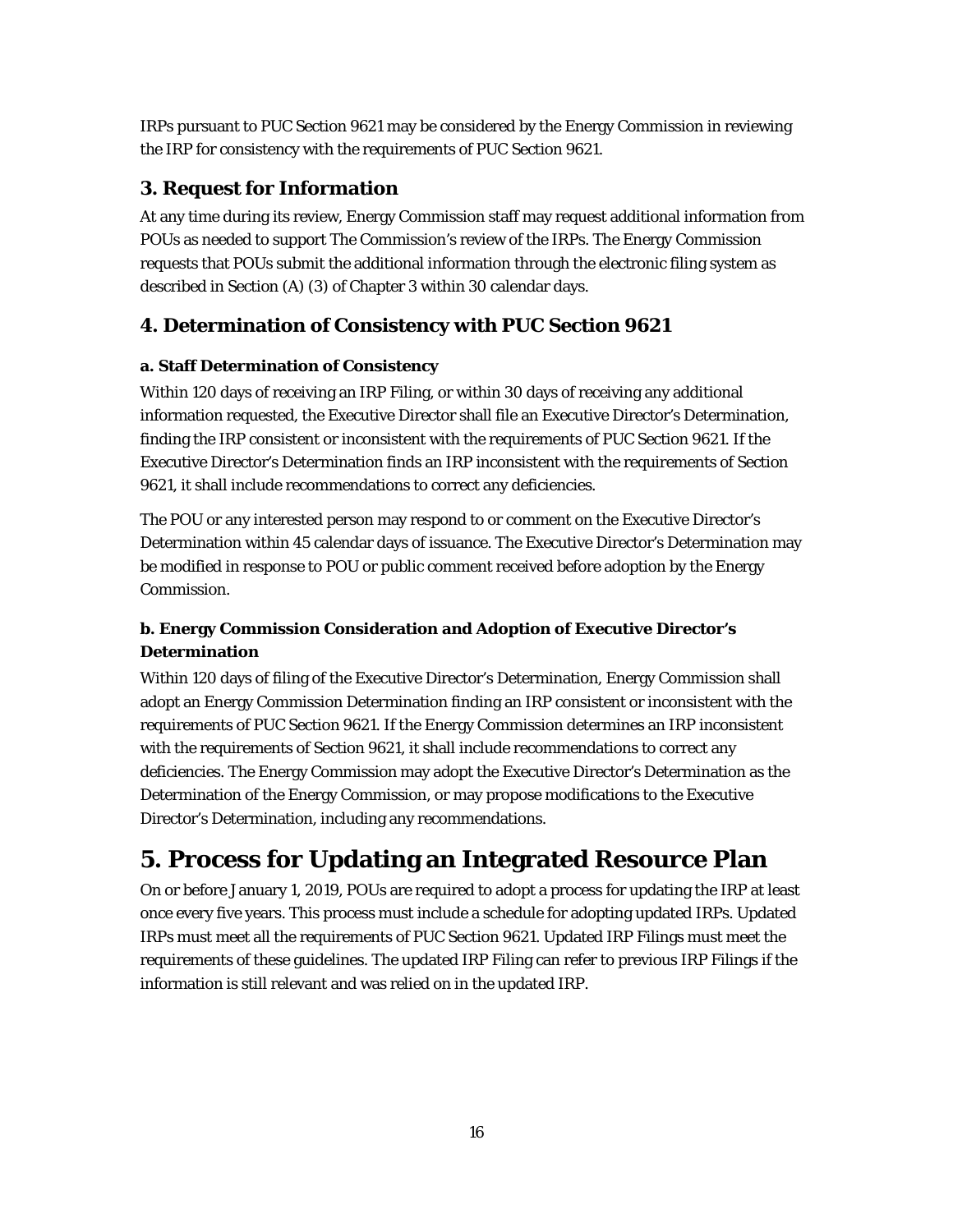IRPs pursuant to PUC Section 9621 may be considered by the Energy Commission in reviewing the IRP for consistency with the requirements of PUC Section 9621.

## 3. Request for Information

At any time during its review, Energy Commission staff may request additional information from POUs as needed to support The Commission's review of the IRPs. The Energy Commission requests that POUs submit the additional information through the electronic filing system as described in Section (A) (3) of Chapter 3 within 30 calendar days.

## 4. Determination of Consistency with PUC Section 9621

### a. Staff Determination of Consistency

Within 120 days of receiving an IRP Filing, or within 30 days of receiving any additional information requested, the Executive Director shall file an Executive Director's Determination, finding the IRP consistent or inconsistent with the requirements of PUC Section 9621. If the Executive Director's Determination finds an IRP inconsistent with the requirements of Section 9621, it shall include recommendations to correct any deficiencies.

The POU or any interested person may respond to or comment on the Executive Director's Determination within 45 calendar days of issuance. The Executive Director's Determination may be modified in response to POU or public comment received before adoption by the Energy Commission.

### b. Energy Commission Consideration and Adoption of Executive Director's Determination

Within 120 days of filing of the Executive Director's Determination, Energy Commission shall adopt an Energy Commission Determination finding an IRP consistent or inconsistent with the requirements of PUC Section 9621. If the Energy Commission determines an IRP inconsistent with the requirements of Section 9621, it shall include recommendations to correct any deficiencies. The Energy Commission may adopt the Executive Director's Determination as the Determination of the Energy Commission, or may propose modifications to the Executive Director's Determination, including any recommendations.

# 5. Process for Updating an Integrated Resource Plan

On or before January 1, 2019, POUs are required to adopt a process for updating the IRP at least once every five years. This process must include a schedule for adopting updated IRPs. Updated IRPs must meet all the requirements of PUC Section 9621. Updated IRP Filings must meet the requirements of these guidelines. The updated IRP Filing can refer to previous IRP Filings if the information is still relevant and was relied on in the updated IRP.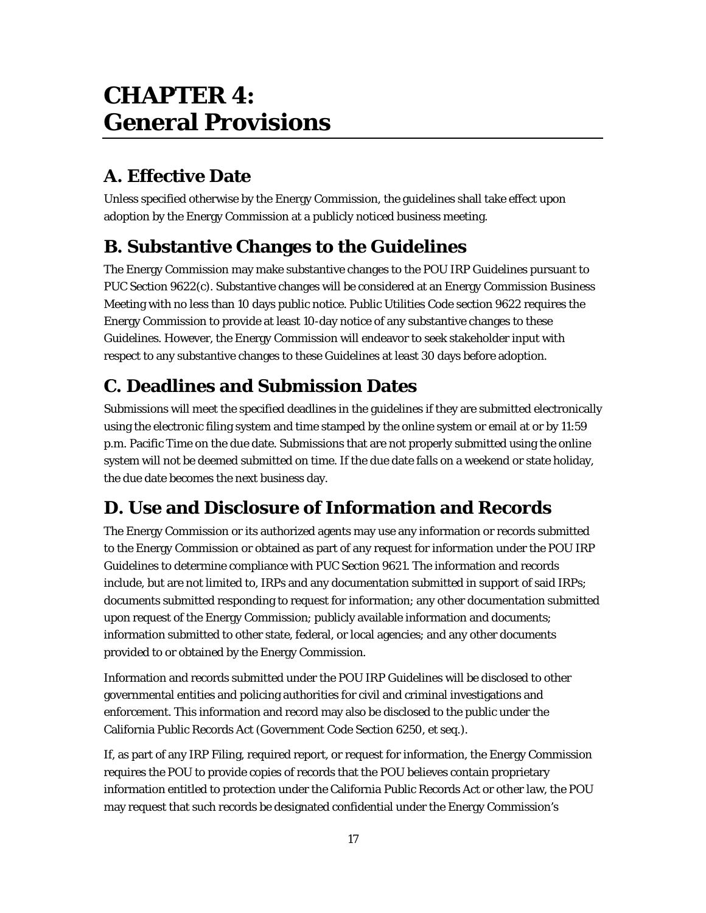# CHAPTER 4: General Provisions

## A. Effective Date

Unless specified otherwise by the Energy Commission, the guidelines shall take effect upon adoption by the Energy Commission at a publicly noticed business meeting.

## B. Substantive Changes to the Guidelines

The Energy Commission may make substantive changes to the POU IRP Guidelines pursuant to PUC Section 9622(c). Substantive changes will be considered at an Energy Commission Business Meeting with no less than 10 days public notice. Public Utilities Code section 9622 requires the Energy Commission to provide at least 10-day notice of any substantive changes to these Guidelines. However, the Energy Commission will endeavor to seek stakeholder input with respect to any substantive changes to these Guidelines at least 30 days before adoption.

## C. Deadlines and Submission Dates

Submissions will meet the specified deadlines in the guidelines if they are submitted electronically using the electronic filing system and time stamped by the online system or email at or by 11:59 p.m. Pacific Time on the due date. Submissions that are not properly submitted using the online system will not be deemed submitted on time. If the due date falls on a weekend or state holiday, the due date becomes the next business day.

## D. Use and Disclosure of Information and Records

The Energy Commission or its authorized agents may use any information or records submitted to the Energy Commission or obtained as part of any request for information under the POU IRP Guidelines to determine compliance with PUC Section 9621. The information and records include, but are not limited to, IRPs and any documentation submitted in support of said IRPs; documents submitted responding to request for information; any other documentation submitted upon request of the Energy Commission; publicly available information and documents; information submitted to other state, federal, or local agencies; and any other documents provided to or obtained by the Energy Commission.

Information and records submitted under the POU IRP Guidelines will be disclosed to other governmental entities and policing authorities for civil and criminal investigations and enforcement. This information and record may also be disclosed to the public under the California Public Records Act (Government Code Section 6250, et seq.).

If, as part of any IRP Filing, required report, or request for information, the Energy Commission requires the POU to provide copies of records that the POU believes contain proprietary information entitled to protection under the California Public Records Act or other law, the POU may request that such records be designated confidential under the Energy Commission's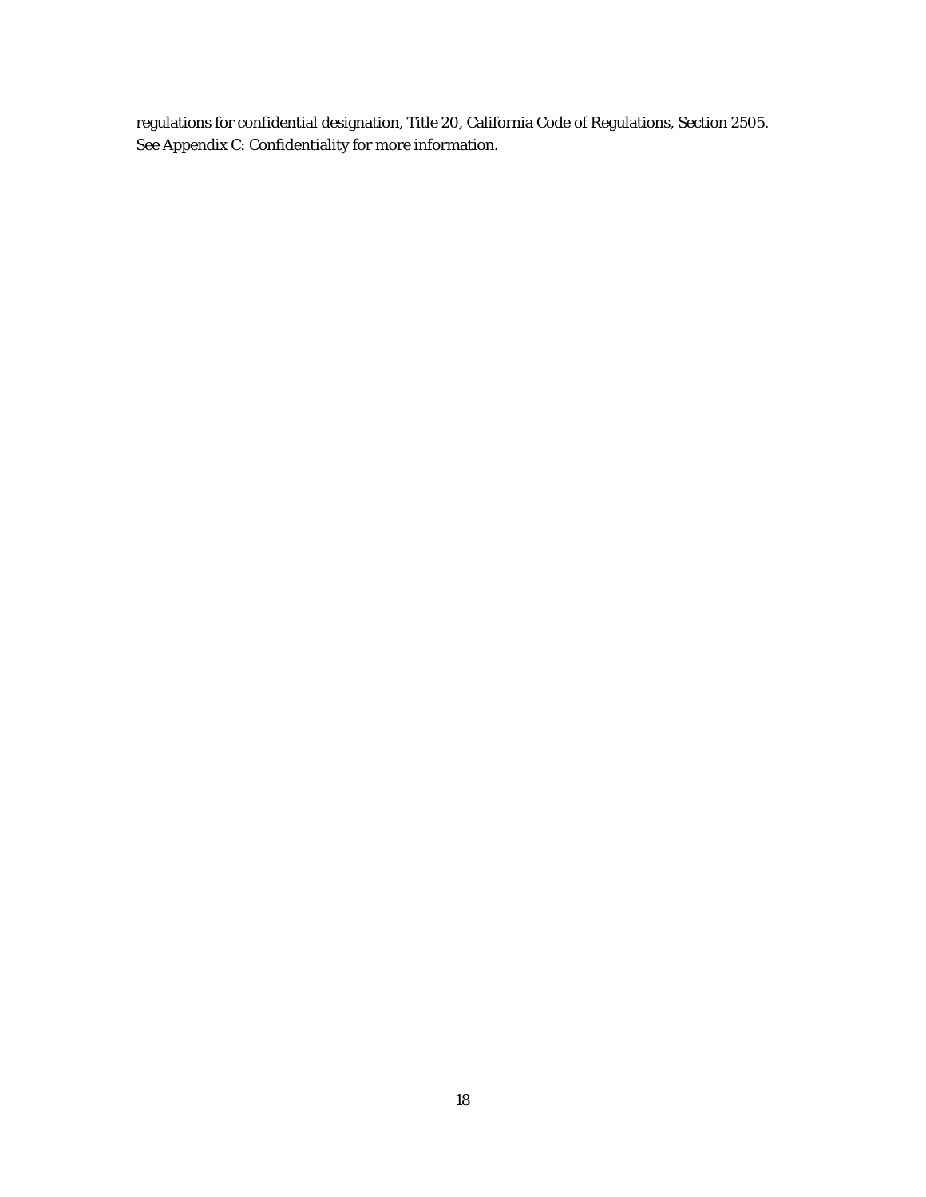regulations for confidential designation, Title 20, California Code of Regulations, Section 2505. See Appendix C: Confidentiality for more information.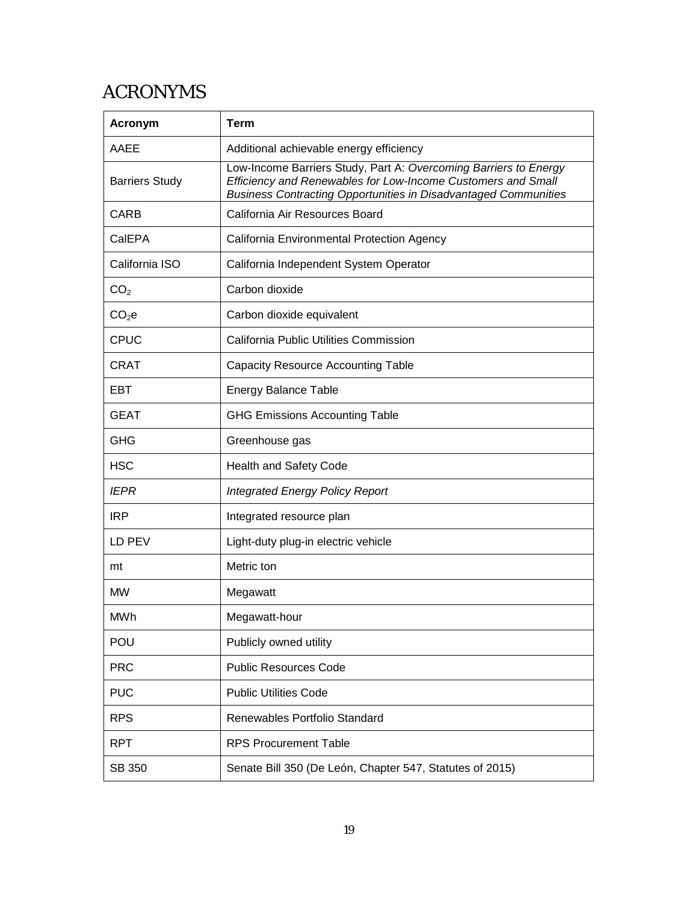# ACRONYMS

| Acronym | Term |
|---|---|
| AAEE | Additional achievable energy efficiency |
| Barriers Study | Low-Income Barriers Study, Part A: *Overcoming Barriers to Energy Efficiency and Renewables for Low-Income Customers and Small Business Contracting Opportunities in Disadvantaged Communities* |
| CARB | California Air Resources Board |
| CalEPA | California Environmental Protection Agency |
| California ISO | California Independent System Operator |
| $CO_2$ | Carbon dioxide |
| $CO_2e$ | Carbon dioxide equivalent |
| CPUC | California Public Utilities Commission |
| CRAT | Capacity Resource Accounting Table |
| EBT | Energy Balance Table |
| GEAT | GHG Emissions Accounting Table |
| GHG | Greenhouse gas |
| HSC | Health and Safety Code |
| *IEPR* | *Integrated Energy Policy Report* |
| IRP | Integrated resource plan |
| LD PEV | Light-duty plug-in electric vehicle |
| mt | Metric ton |
| MW | Megawatt |
| MWh | Megawatt-hour |
| POU | Publicly owned utility |
| PRC | Public Resources Code |
| PUC | Public Utilities Code |
| RPS | Renewables Portfolio Standard |
| RPT | RPS Procurement Table |
| SB 350 | Senate Bill 350 (De León, Chapter 547, Statutes of 2015) |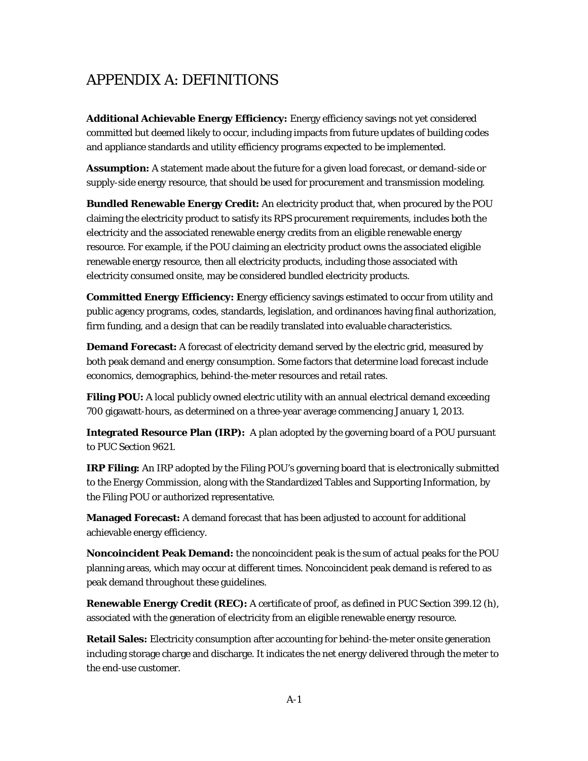# APPENDIX A: DEFINITIONS

**Additional Achievable Energy Efficiency:** Energy efficiency savings not yet considered committed but deemed likely to occur, including impacts from future updates of building codes and appliance standards and utility efficiency programs expected to be implemented.

**Assumption:** A statement made about the future for a given load forecast, or demand-side or supply-side energy resource, that should be used for procurement and transmission modeling.

**Bundled Renewable Energy Credit:** An electricity product that, when procured by the POU claiming the electricity product to satisfy its RPS procurement requirements, includes both the electricity and the associated renewable energy credits from an eligible renewable energy resource. For example, if the POU claiming an electricity product owns the associated eligible renewable energy resource, then all electricity products, including those associated with electricity consumed onsite, may be considered bundled electricity products.

**Committed Energy Efficiency: E**nergy efficiency savings estimated to occur from utility and public agency programs, codes, standards, legislation, and ordinances having final authorization, firm funding, and a design that can be readily translated into evaluable characteristics.

**Demand Forecast:** A forecast of electricity demand served by the electric grid, measured by both peak demand and energy consumption. Some factors that determine load forecast include economics, demographics, behind-the-meter resources and retail rates.

**Filing POU:** A local publicly owned electric utility with an annual electrical demand exceeding 700 gigawatt-hours, as determined on a three-year average commencing January 1, 2013.

**Integrated Resource Plan (IRP):** A plan adopted by the governing board of a POU pursuant to PUC Section 9621.

**IRP Filing:** An IRP adopted by the Filing POU's governing board that is electronically submitted to the Energy Commission, along with the Standardized Tables and Supporting Information, by the Filing POU or authorized representative.

**Managed Forecast:** A demand forecast that has been adjusted to account for additional achievable energy efficiency.

**Noncoincident Peak Demand:** the noncoincident peak is the sum of actual peaks for the POU planning areas, which may occur at different times. Noncoincident peak demand is refered to as peak demand throughout these guidelines.

**Renewable Energy Credit (REC):** A certificate of proof, as defined in PUC Section 399.12 (h), associated with the generation of electricity from an eligible renewable energy resource.

**Retail Sales:** Electricity consumption after accounting for behind-the-meter onsite generation including storage charge and discharge. It indicates the net energy delivered through the meter to the end-use customer.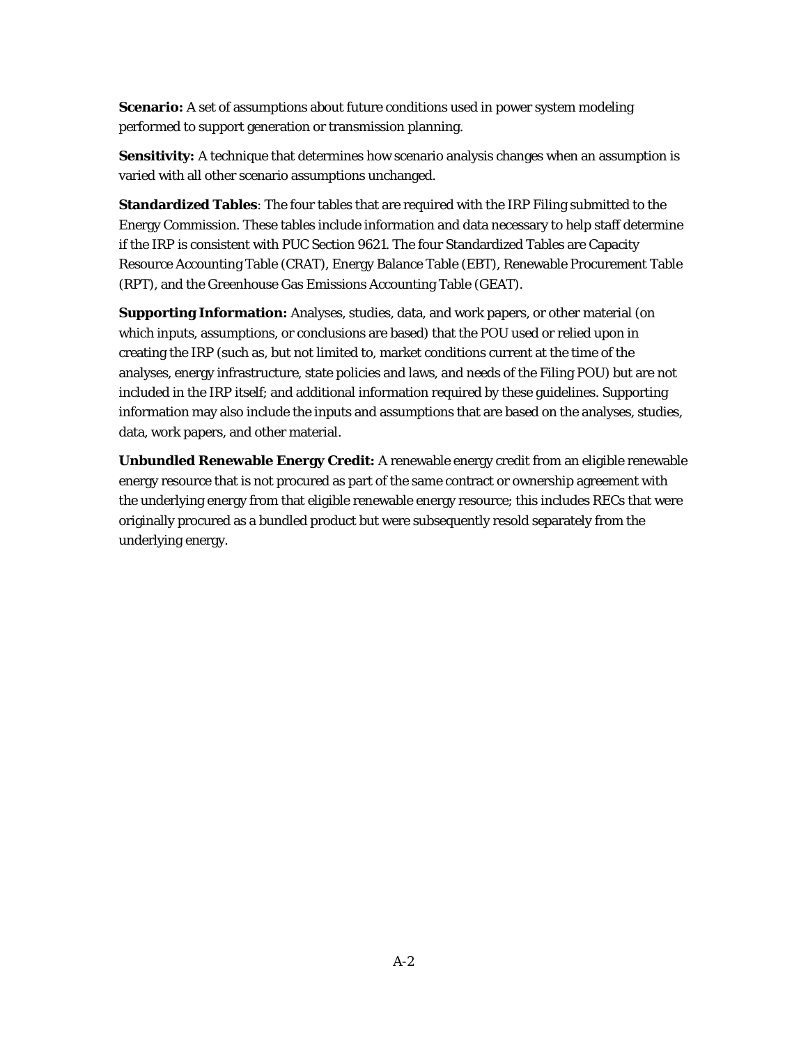**Scenario:** A set of assumptions about future conditions used in power system modeling performed to support generation or transmission planning.

**Sensitivity:** A technique that determines how scenario analysis changes when an assumption is varied with all other scenario assumptions unchanged.

**Standardized Tables**: The four tables that are required with the IRP Filing submitted to the Energy Commission. These tables include information and data necessary to help staff determine if the IRP is consistent with PUC Section 9621. The four Standardized Tables are Capacity Resource Accounting Table (CRAT), Energy Balance Table (EBT), Renewable Procurement Table (RPT), and the Greenhouse Gas Emissions Accounting Table (GEAT).

**Supporting Information:** Analyses, studies, data, and work papers, or other material (on which inputs, assumptions, or conclusions are based) that the POU used or relied upon in creating the IRP (such as, but not limited to, market conditions current at the time of the analyses, energy infrastructure, state policies and laws, and needs of the Filing POU) but are not included in the IRP itself; and additional information required by these guidelines. Supporting information may also include the inputs and assumptions that are based on the analyses, studies, data, work papers, and other material.

**Unbundled Renewable Energy Credit:** A renewable energy credit from an eligible renewable energy resource that is not procured as part of the same contract or ownership agreement with the underlying energy from that eligible renewable energy resource; this includes RECs that were originally procured as a bundled product but were subsequently resold separately from the underlying energy.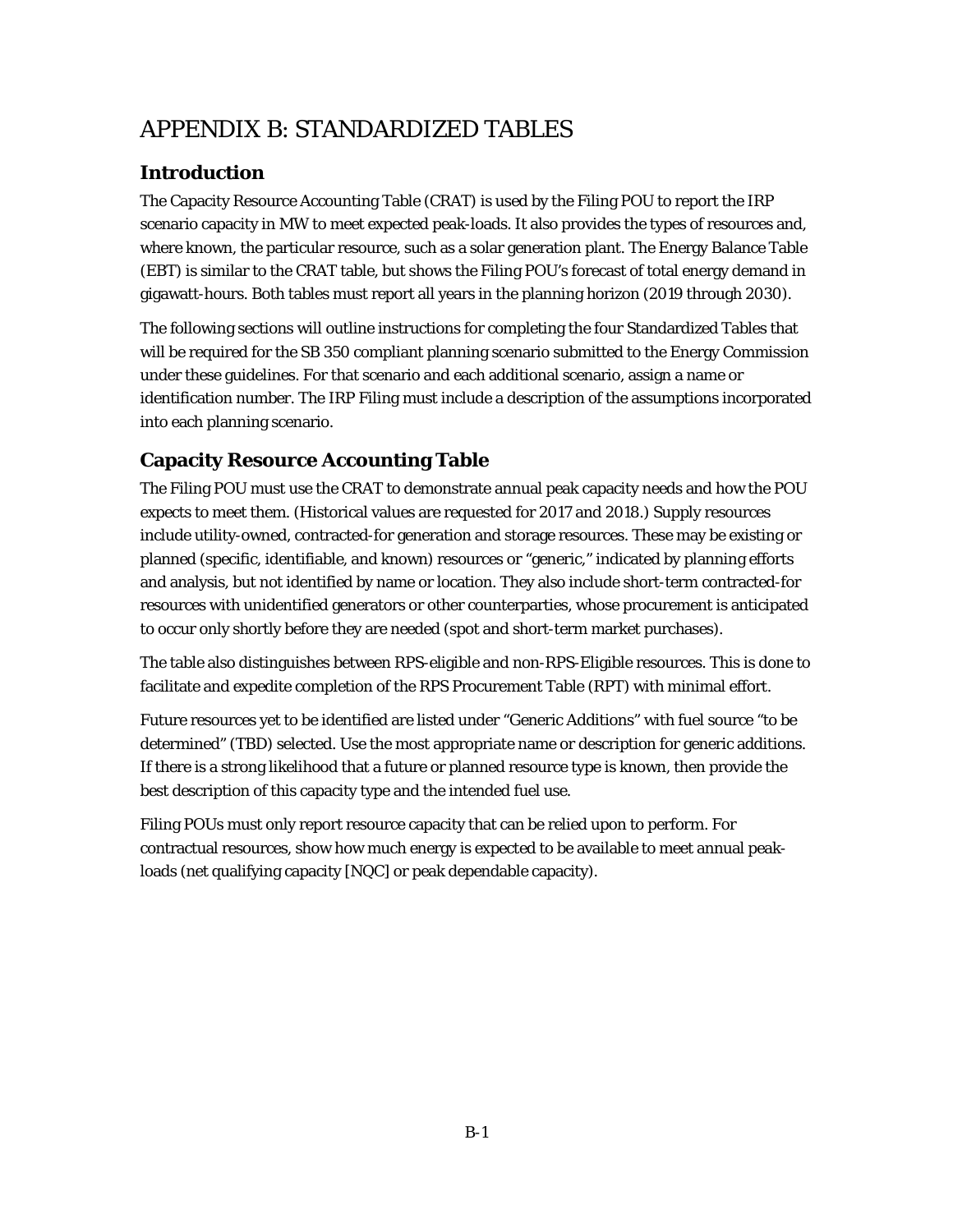# APPENDIX B: STANDARDIZED TABLES

## Introduction

The Capacity Resource Accounting Table (CRAT) is used by the Filing POU to report the IRP scenario capacity in MW to meet expected peak-loads. It also provides the types of resources and, where known, the particular resource, such as a solar generation plant. The Energy Balance Table (EBT) is similar to the CRAT table, but shows the Filing POU's forecast of total energy demand in gigawatt-hours. Both tables must report all years in the planning horizon (2019 through 2030).

The following sections will outline instructions for completing the four Standardized Tables that will be required for the SB 350 compliant planning scenario submitted to the Energy Commission under these guidelines. For that scenario and each additional scenario, assign a name or identification number. The IRP Filing must include a description of the assumptions incorporated into each planning scenario.

## Capacity Resource Accounting Table

The Filing POU must use the CRAT to demonstrate annual peak capacity needs and how the POU expects to meet them. (Historical values are requested for 2017 and 2018.) Supply resources include utility-owned, contracted-for generation and storage resources. These may be existing or planned (specific, identifiable, and known) resources or "generic," indicated by planning efforts and analysis, but not identified by name or location. They also include short-term contracted-for resources with unidentified generators or other counterparties, whose procurement is anticipated to occur only shortly before they are needed (spot and short-term market purchases).

The table also distinguishes between RPS-eligible and non-RPS-Eligible resources. This is done to facilitate and expedite completion of the RPS Procurement Table (RPT) with minimal effort.

Future resources yet to be identified are listed under "Generic Additions" with fuel source "to be determined" (TBD) selected. Use the most appropriate name or description for generic additions. If there is a strong likelihood that a future or planned resource type is known, then provide the best description of this capacity type and the intended fuel use.

Filing POUs must only report resource capacity that can be relied upon to perform. For contractual resources, show how much energy is expected to be available to meet annual peak-loads (net qualifying capacity [NQC] or peak dependable capacity).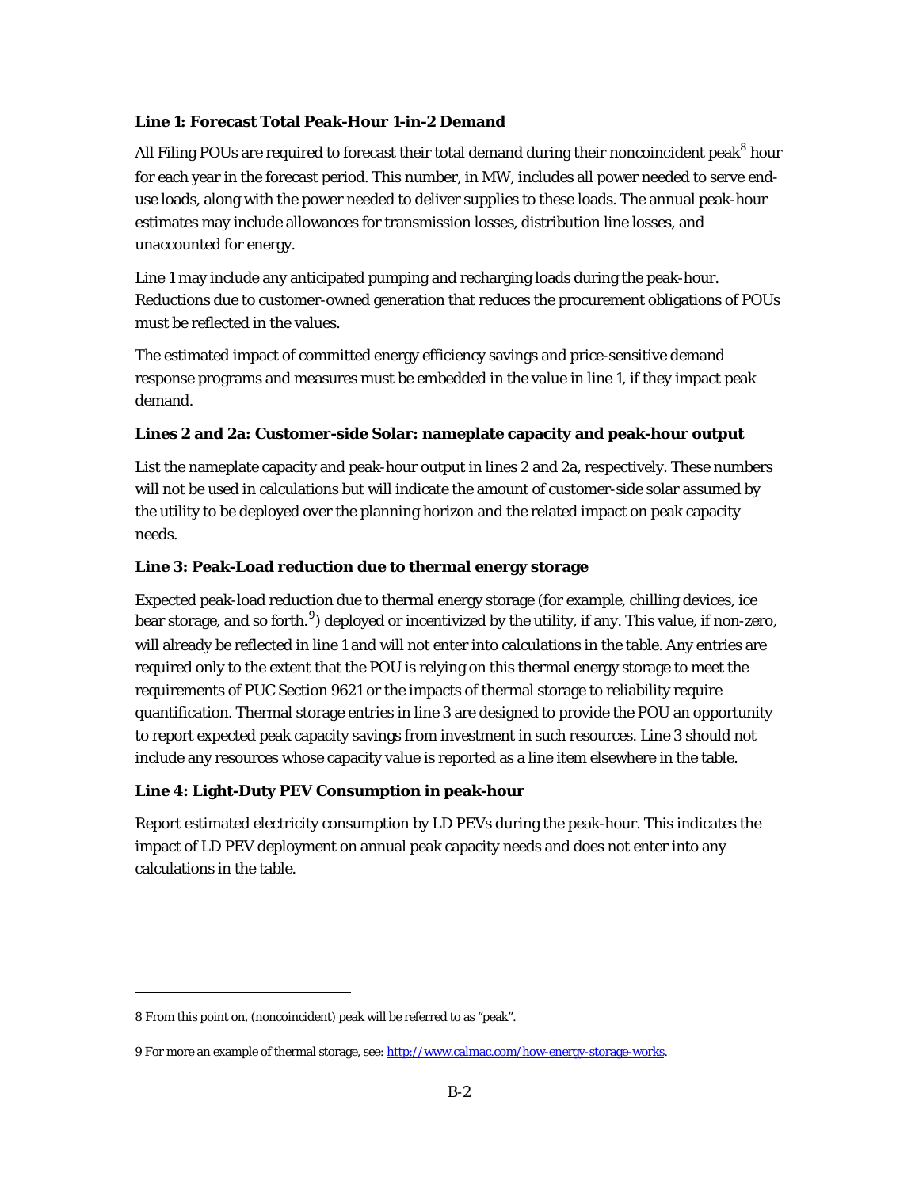**Line 1: Forecast Total Peak-Hour 1-in-2 Demand**

All Filing POUs are required to forecast their total demand during their noncoincident peak[8] hour for each year in the forecast period. This number, in MW, includes all power needed to serve end-use loads, along with the power needed to deliver supplies to these loads. The annual peak-hour estimates may include allowances for transmission losses, distribution line losses, and unaccounted for energy.

Line 1 may include any anticipated pumping and recharging loads during the peak-hour. Reductions due to customer-owned generation that reduces the procurement obligations of POUs must be reflected in the values.

The estimated impact of committed energy efficiency savings and price-sensitive demand response programs and measures must be embedded in the value in line 1, if they impact peak demand.

**Lines 2 and 2a: Customer-side Solar: nameplate capacity and peak-hour output**

List the nameplate capacity and peak-hour output in lines 2 and 2a, respectively. These numbers will not be used in calculations but will indicate the amount of customer-side solar assumed by the utility to be deployed over the planning horizon and the related impact on peak capacity needs.

**Line 3: Peak-Load reduction due to thermal energy storage**

Expected peak-load reduction due to thermal energy storage (for example, chilling devices, ice bear storage, and so forth.[9]) deployed or incentivized by the utility, if any. This value, if non-zero, will already be reflected in line 1 and will not enter into calculations in the table. Any entries are required only to the extent that the POU is relying on this thermal energy storage to meet the requirements of PUC Section 9621 or the impacts of thermal storage to reliability require quantification. Thermal storage entries in line 3 are designed to provide the POU an opportunity to report expected peak capacity savings from investment in such resources. Line 3 should not include any resources whose capacity value is reported as a line item elsewhere in the table.

**Line 4: Light-Duty PEV Consumption in peak-hour**

Report estimated electricity consumption by LD PEVs during the peak-hour. This indicates the impact of LD PEV deployment on annual peak capacity needs and does not enter into any calculations in the table.

---

8 From this point on, (noncoincident) peak will be referred to as "peak".

9 For more an example of thermal storage, see: http://www.calmac.com/how-energy-storage-works.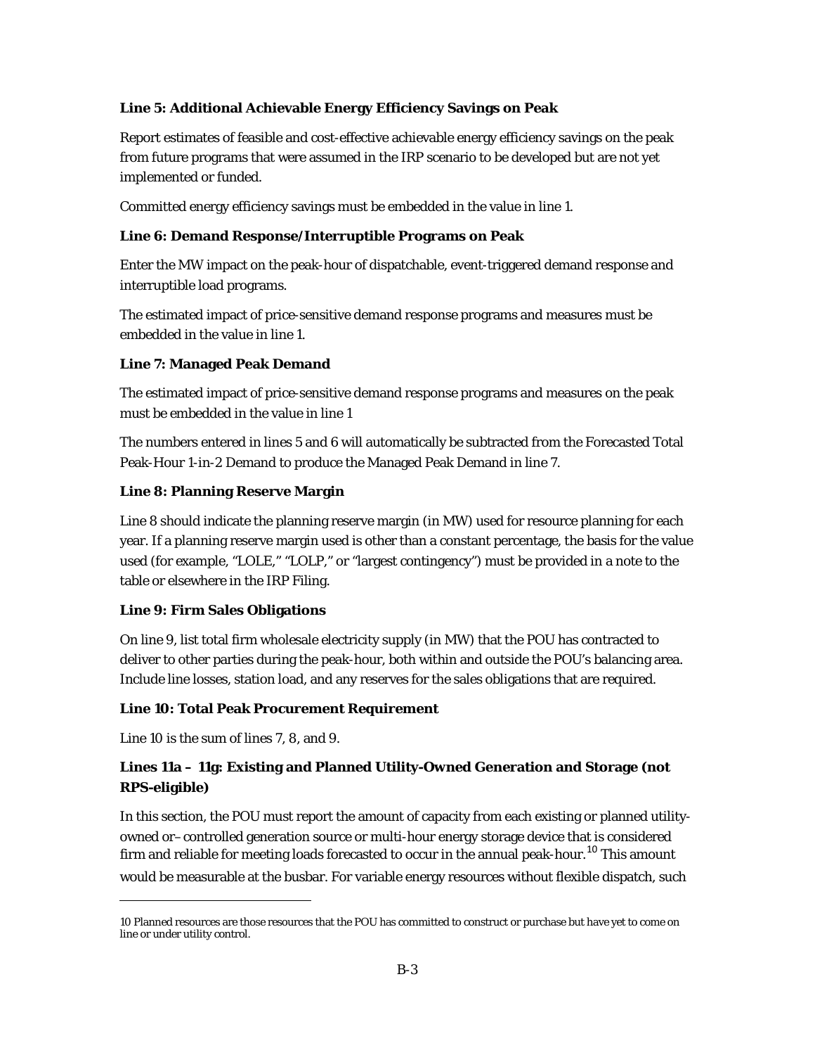**Line 5: Additional Achievable Energy Efficiency Savings on Peak**

Report estimates of feasible and cost-effective achievable energy efficiency savings on the peak from future programs that were assumed in the IRP scenario to be developed but are not yet implemented or funded.

Committed energy efficiency savings must be embedded in the value in line 1.

**Line 6: Demand Response/Interruptible Programs on Peak**

Enter the MW impact on the peak-hour of dispatchable, event-triggered demand response and interruptible load programs.

The estimated impact of price-sensitive demand response programs and measures must be embedded in the value in line 1.

**Line 7: Managed Peak Demand**

The estimated impact of price-sensitive demand response programs and measures on the peak must be embedded in the value in line 1

The numbers entered in lines 5 and 6 will automatically be subtracted from the Forecasted Total Peak-Hour 1-in-2 Demand to produce the Managed Peak Demand in line 7.

**Line 8: Planning Reserve Margin**

Line 8 should indicate the planning reserve margin (in MW) used for resource planning for each year. If a planning reserve margin used is other than a constant percentage, the basis for the value used (for example, "LOLE," "LOLP," or "largest contingency") must be provided in a note to the table or elsewhere in the IRP Filing.

**Line 9: Firm Sales Obligations**

On line 9, list total firm wholesale electricity supply (in MW) that the POU has contracted to deliver to other parties during the peak-hour, both within and outside the POU's balancing area. Include line losses, station load, and any reserves for the sales obligations that are required.

**Line 10: Total Peak Procurement Requirement**

Line 10 is the sum of lines 7, 8, and 9.

**Lines 11a – 11g: Existing and Planned Utility-Owned Generation and Storage (not RPS-eligible)**

In this section, the POU must report the amount of capacity from each existing or planned utility-owned or– controlled generation source or multi-hour energy storage device that is considered firm and reliable for meeting loads forecasted to occur in the annual peak-hour.[10] This amount would be measurable at the busbar. For variable energy resources without flexible dispatch, such

10 Planned resources are those resources that the POU has committed to construct or purchase but have yet to come on line or under utility control.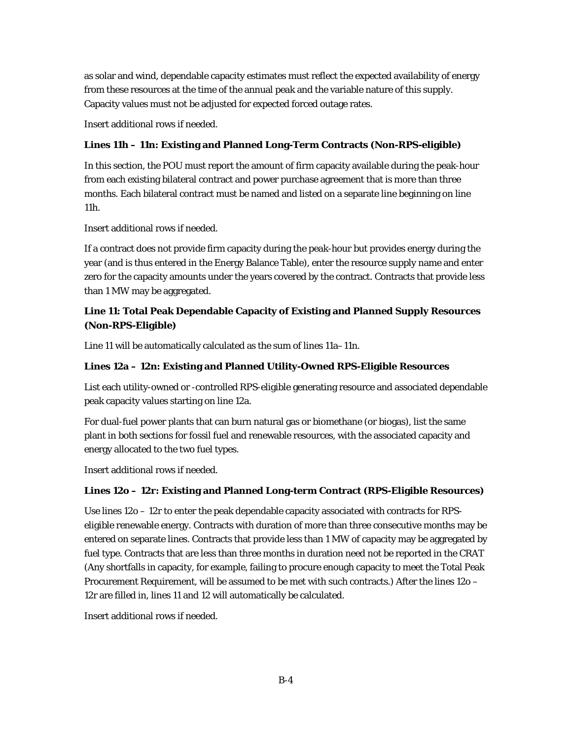as solar and wind, dependable capacity estimates must reflect the expected availability of energy from these resources at the time of the annual peak and the variable nature of this supply. Capacity values must not be adjusted for expected forced outage rates.

Insert additional rows if needed.

**Lines 11h – 11n: Existing and Planned Long-Term Contracts (Non-RPS-eligible)**

In this section, the POU must report the amount of firm capacity available during the peak-hour from each existing bilateral contract and power purchase agreement that is more than three months. Each bilateral contract must be named and listed on a separate line beginning on line 11h.

Insert additional rows if needed.

If a contract does not provide firm capacity during the peak-hour but provides energy during the year (and is thus entered in the Energy Balance Table), enter the resource supply name and enter zero for the capacity amounts under the years covered by the contract. Contracts that provide less than 1 MW may be aggregated.

**Line 11: Total Peak Dependable Capacity of Existing and Planned Supply Resources (Non-RPS-Eligible)**

Line 11 will be automatically calculated as the sum of lines 11a–11n.

**Lines 12a – 12n: Existing and Planned Utility-Owned RPS-Eligible Resources**

List each utility-owned or -controlled RPS-eligible generating resource and associated dependable peak capacity values starting on line 12a.

For dual-fuel power plants that can burn natural gas or biomethane (or biogas), list the same plant in both sections for fossil fuel and renewable resources, with the associated capacity and energy allocated to the two fuel types.

Insert additional rows if needed.

**Lines 12o – 12r: Existing and Planned Long-term Contract (RPS-Eligible Resources)**

Use lines 12o – 12r to enter the peak dependable capacity associated with contracts for RPS-eligible renewable energy. Contracts with duration of more than three consecutive months may be entered on separate lines. Contracts that provide less than 1 MW of capacity may be aggregated by fuel type. Contracts that are less than three months in duration need not be reported in the CRAT (Any shortfalls in capacity, for example, failing to procure enough capacity to meet the Total Peak Procurement Requirement, will be assumed to be met with such contracts.) After the lines 12o – 12r are filled in, lines 11 and 12 will automatically be calculated.

Insert additional rows if needed.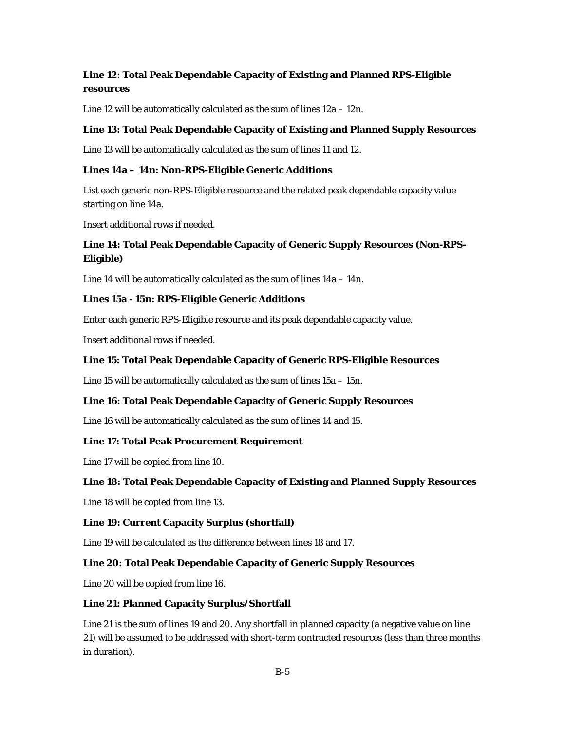**Line 12: Total Peak Dependable Capacity of Existing and Planned RPS-Eligible resources**

Line 12 will be automatically calculated as the sum of lines 12a – 12n.

**Line 13: Total Peak Dependable Capacity of Existing and Planned Supply Resources**

Line 13 will be automatically calculated as the sum of lines 11 and 12.

**Lines 14a – 14n: Non-RPS-Eligible Generic Additions**

List each generic non-RPS-Eligible resource and the related peak dependable capacity value starting on line 14a.

Insert additional rows if needed.

**Line 14: Total Peak Dependable Capacity of Generic Supply Resources (Non-RPS-Eligible)**

Line 14 will be automatically calculated as the sum of lines 14a – 14n.

**Lines 15a - 15n: RPS-Eligible Generic Additions**

Enter each generic RPS-Eligible resource and its peak dependable capacity value.

Insert additional rows if needed.

**Line 15: Total Peak Dependable Capacity of Generic RPS-Eligible Resources**

Line 15 will be automatically calculated as the sum of lines 15a – 15n.

**Line 16: Total Peak Dependable Capacity of Generic Supply Resources**

Line 16 will be automatically calculated as the sum of lines 14 and 15.

**Line 17: Total Peak Procurement Requirement**

Line 17 will be copied from line 10.

**Line 18: Total Peak Dependable Capacity of Existing and Planned Supply Resources**

Line 18 will be copied from line 13.

**Line 19: Current Capacity Surplus (shortfall)**

Line 19 will be calculated as the difference between lines 18 and 17.

**Line 20: Total Peak Dependable Capacity of Generic Supply Resources**

Line 20 will be copied from line 16.

**Line 21: Planned Capacity Surplus/Shortfall**

Line 21 is the sum of lines 19 and 20. Any shortfall in planned capacity (a negative value on line 21) will be assumed to be addressed with short-term contracted resources (less than three months in duration).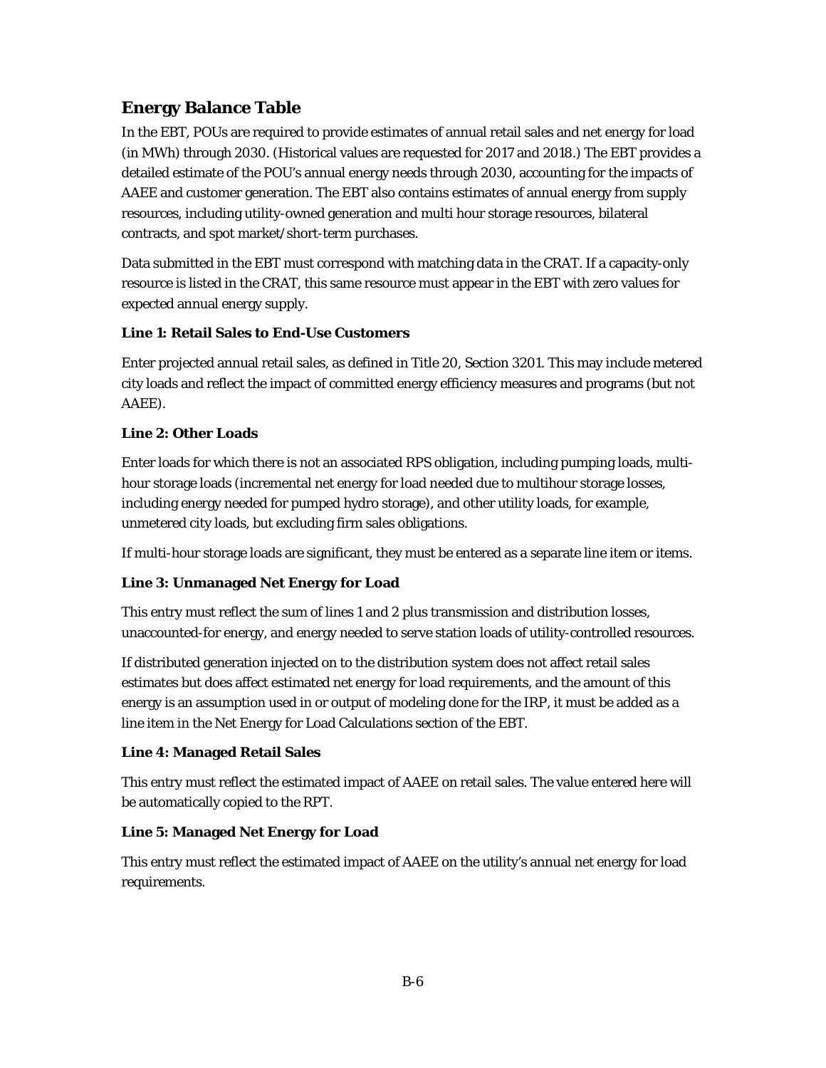## Energy Balance Table

In the EBT, POUs are required to provide estimates of annual retail sales and net energy for load (in MWh) through 2030. (Historical values are requested for 2017 and 2018.) The EBT provides a detailed estimate of the POU's annual energy needs through 2030, accounting for the impacts of AAEE and customer generation. The EBT also contains estimates of annual energy from supply resources, including utility-owned generation and multi hour storage resources, bilateral contracts, and spot market/short-term purchases.

Data submitted in the EBT must correspond with matching data in the CRAT. If a capacity-only resource is listed in the CRAT, this same resource must appear in the EBT with zero values for expected annual energy supply.

**Line 1: Retail Sales to End-Use Customers**

Enter projected annual retail sales, as defined in Title 20, Section 3201. This may include metered city loads and reflect the impact of committed energy efficiency measures and programs (but not AAEE).

**Line 2: Other Loads**

Enter loads for which there is not an associated RPS obligation, including pumping loads, multi-hour storage loads (incremental net energy for load needed due to multihour storage losses, including energy needed for pumped hydro storage), and other utility loads, for example, unmetered city loads, but excluding firm sales obligations.

If multi-hour storage loads are significant, they must be entered as a separate line item or items.

**Line 3: Unmanaged Net Energy for Load**

This entry must reflect the sum of lines 1 and 2 plus transmission and distribution losses, unaccounted-for energy, and energy needed to serve station loads of utility-controlled resources.

If distributed generation injected on to the distribution system does not affect retail sales estimates but does affect estimated net energy for load requirements, and the amount of this energy is an assumption used in or output of modeling done for the IRP, it must be added as a line item in the Net Energy for Load Calculations section of the EBT.

**Line 4: Managed Retail Sales**

This entry must reflect the estimated impact of AAEE on retail sales. The value entered here will be automatically copied to the RPT.

**Line 5: Managed Net Energy for Load**

This entry must reflect the estimated impact of AAEE on the utility's annual net energy for load requirements.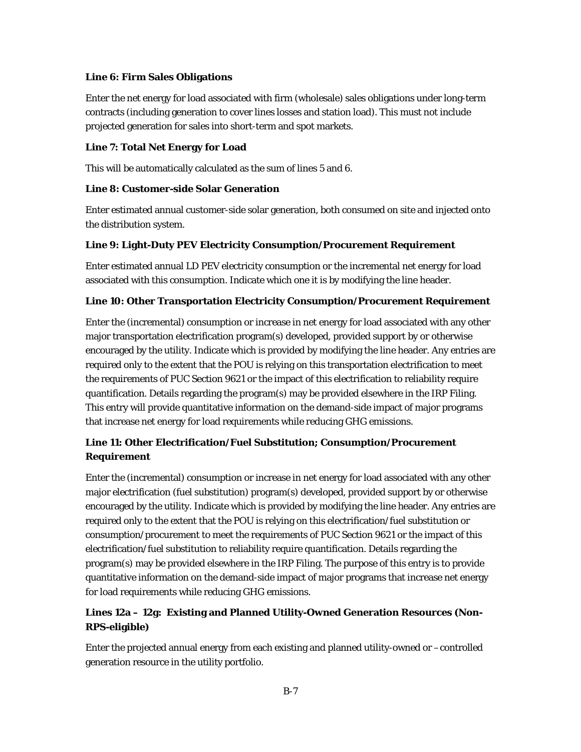**Line 6: Firm Sales Obligations**

Enter the net energy for load associated with firm (wholesale) sales obligations under long-term contracts (including generation to cover lines losses and station load). This must not include projected generation for sales into short-term and spot markets.

**Line 7: Total Net Energy for Load**

This will be automatically calculated as the sum of lines 5 and 6.

**Line 8: Customer-side Solar Generation**

Enter estimated annual customer-side solar generation, both consumed on site and injected onto the distribution system.

**Line 9: Light-Duty PEV Electricity Consumption/Procurement Requirement**

Enter estimated annual LD PEV electricity consumption or the incremental net energy for load associated with this consumption. Indicate which one it is by modifying the line header.

**Line 10: Other Transportation Electricity Consumption/Procurement Requirement**

Enter the (incremental) consumption or increase in net energy for load associated with any other major transportation electrification program(s) developed, provided support by or otherwise encouraged by the utility. Indicate which is provided by modifying the line header. Any entries are required only to the extent that the POU is relying on this transportation electrification to meet the requirements of PUC Section 9621 or the impact of this electrification to reliability require quantification. Details regarding the program(s) may be provided elsewhere in the IRP Filing. This entry will provide quantitative information on the demand-side impact of major programs that increase net energy for load requirements while reducing GHG emissions.

**Line 11: Other Electrification/Fuel Substitution; Consumption/Procurement Requirement**

Enter the (incremental) consumption or increase in net energy for load associated with any other major electrification (fuel substitution) program(s) developed, provided support by or otherwise encouraged by the utility. Indicate which is provided by modifying the line header. Any entries are required only to the extent that the POU is relying on this electrification/fuel substitution or consumption/procurement to meet the requirements of PUC Section 9621 or the impact of this electrification/fuel substitution to reliability require quantification. Details regarding the program(s) may be provided elsewhere in the IRP Filing. The purpose of this entry is to provide quantitative information on the demand-side impact of major programs that increase net energy for load requirements while reducing GHG emissions.

**Lines 12a – 12g: Existing and Planned Utility-Owned Generation Resources (Non-RPS-eligible)**

Enter the projected annual energy from each existing and planned utility-owned or –controlled generation resource in the utility portfolio.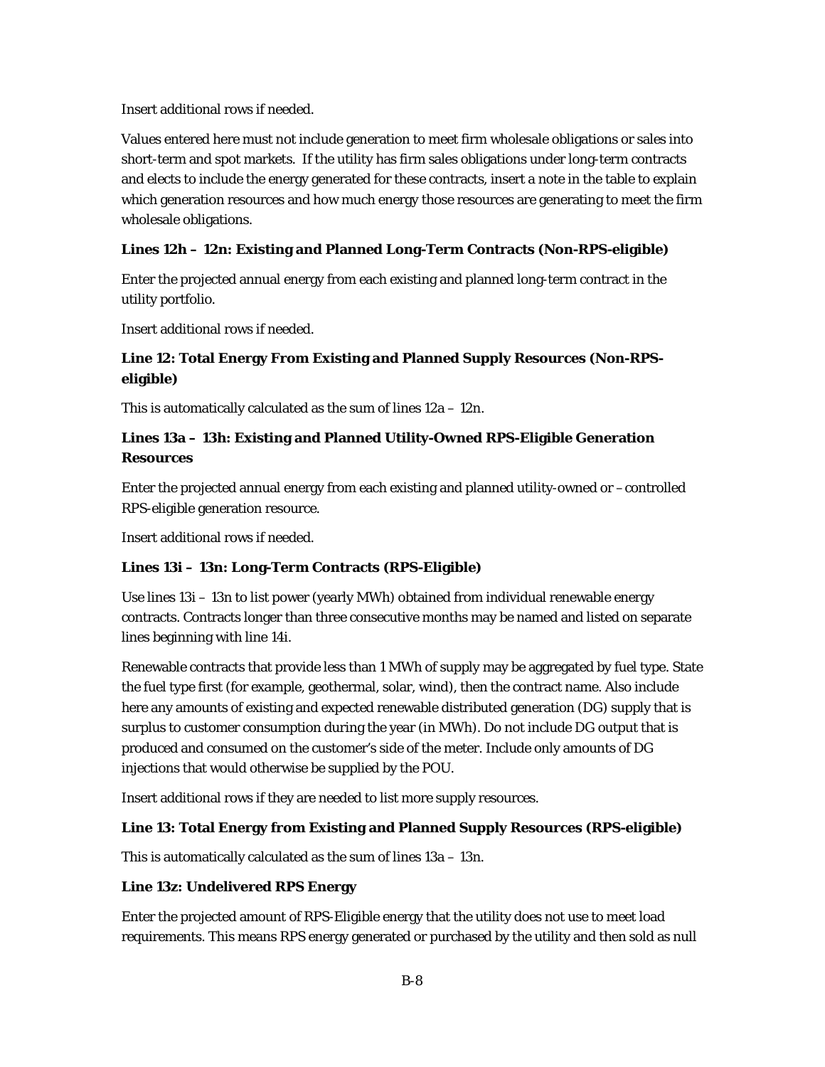Insert additional rows if needed.

Values entered here must not include generation to meet firm wholesale obligations or sales into short-term and spot markets. If the utility has firm sales obligations under long-term contracts and elects to include the energy generated for these contracts, insert a note in the table to explain which generation resources and how much energy those resources are generating to meet the firm wholesale obligations.

### Lines 12h – 12n: Existing and Planned Long-Term Contracts (Non-RPS-eligible)

Enter the projected annual energy from each existing and planned long-term contract in the utility portfolio.

Insert additional rows if needed.

### Line 12: Total Energy From Existing and Planned Supply Resources (Non-RPS-eligible)

This is automatically calculated as the sum of lines 12a – 12n.

### Lines 13a – 13h: Existing and Planned Utility-Owned RPS-Eligible Generation Resources

Enter the projected annual energy from each existing and planned utility-owned or –controlled RPS-eligible generation resource.

Insert additional rows if needed.

### Lines 13i – 13n: Long-Term Contracts (RPS-Eligible)

Use lines 13i – 13n to list power (yearly MWh) obtained from individual renewable energy contracts. Contracts longer than three consecutive months may be named and listed on separate lines beginning with line 14i.

Renewable contracts that provide less than 1 MWh of supply may be aggregated by fuel type. State the fuel type first (for example, geothermal, solar, wind), then the contract name. Also include here any amounts of existing and expected renewable distributed generation (DG) supply that is surplus to customer consumption during the year (in MWh). Do not include DG output that is produced and consumed on the customer's side of the meter. Include only amounts of DG injections that would otherwise be supplied by the POU.

Insert additional rows if they are needed to list more supply resources.

### Line 13: Total Energy from Existing and Planned Supply Resources (RPS-eligible)

This is automatically calculated as the sum of lines 13a – 13n.

### Line 13z: Undelivered RPS Energy

Enter the projected amount of RPS-Eligible energy that the utility does not use to meet load requirements. This means RPS energy generated or purchased by the utility and then sold as null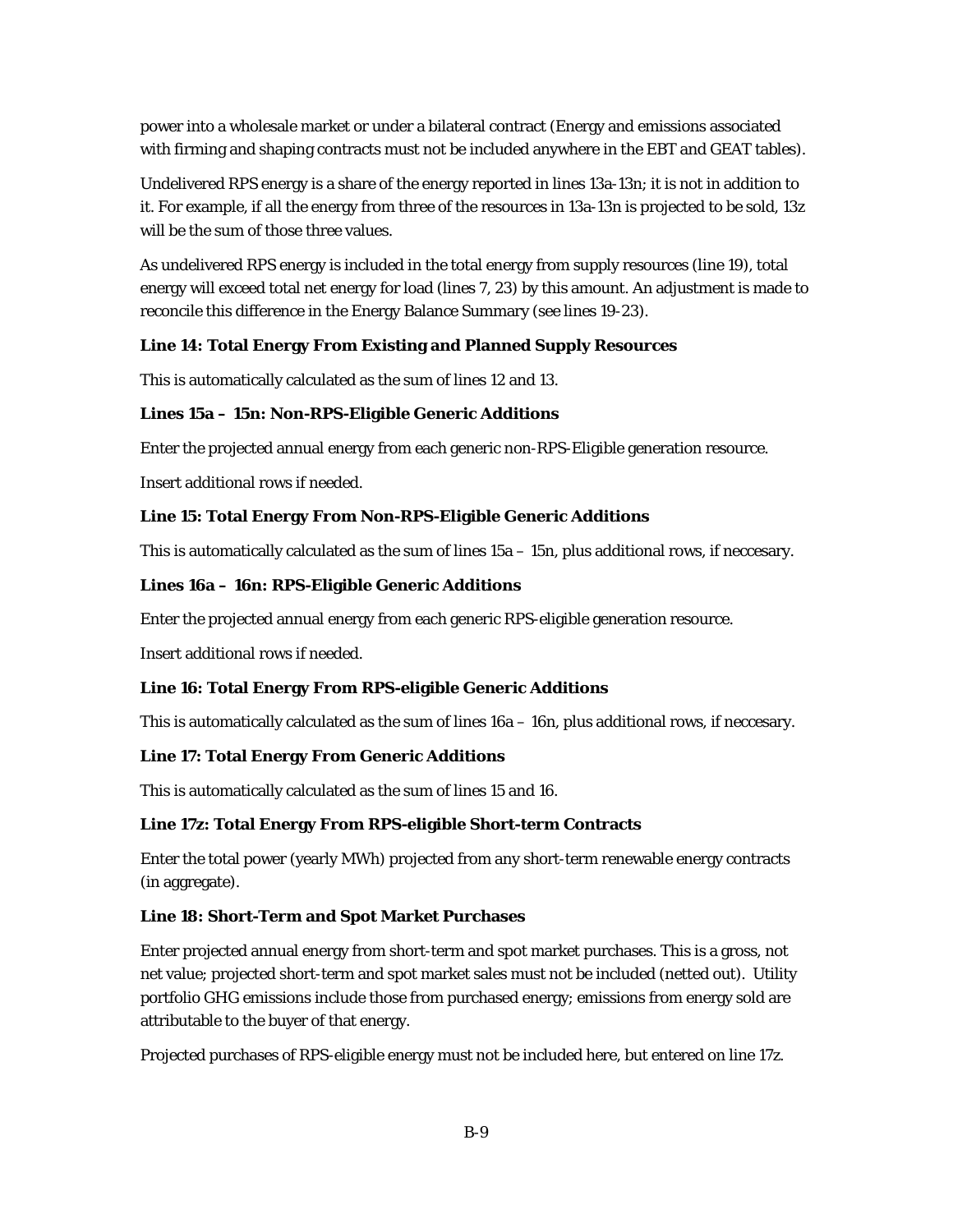power into a wholesale market or under a bilateral contract (Energy and emissions associated with firming and shaping contracts must not be included anywhere in the EBT and GEAT tables).

Undelivered RPS energy is a share of the energy reported in lines 13a-13n; it is not in addition to it. For example, if all the energy from three of the resources in 13a-13n is projected to be sold, 13z will be the sum of those three values.

As undelivered RPS energy is included in the total energy from supply resources (line 19), total energy will exceed total net energy for load (lines 7, 23) by this amount. An adjustment is made to reconcile this difference in the Energy Balance Summary (see lines 19-23).

**Line 14: Total Energy From Existing and Planned Supply Resources**

This is automatically calculated as the sum of lines 12 and 13.

**Lines 15a – 15n: Non-RPS-Eligible Generic Additions**

Enter the projected annual energy from each generic non-RPS-Eligible generation resource.

Insert additional rows if needed.

**Line 15: Total Energy From Non-RPS-Eligible Generic Additions**

This is automatically calculated as the sum of lines 15a – 15n, plus additional rows, if neccesary.

**Lines 16a – 16n: RPS-Eligible Generic Additions**

Enter the projected annual energy from each generic RPS-eligible generation resource.

Insert additional rows if needed.

**Line 16: Total Energy From RPS-eligible Generic Additions**

This is automatically calculated as the sum of lines 16a – 16n, plus additional rows, if neccesary.

**Line 17: Total Energy From Generic Additions**

This is automatically calculated as the sum of lines 15 and 16.

**Line 17z: Total Energy From RPS-eligible Short-term Contracts**

Enter the total power (yearly MWh) projected from any short-term renewable energy contracts (in aggregate).

**Line 18: Short-Term and Spot Market Purchases**

Enter projected annual energy from short-term and spot market purchases. This is a gross, not net value; projected short-term and spot market sales must not be included (netted out). Utility portfolio GHG emissions include those from purchased energy; emissions from energy sold are attributable to the buyer of that energy.

Projected purchases of RPS-eligible energy must not be included here, but entered on line 17z.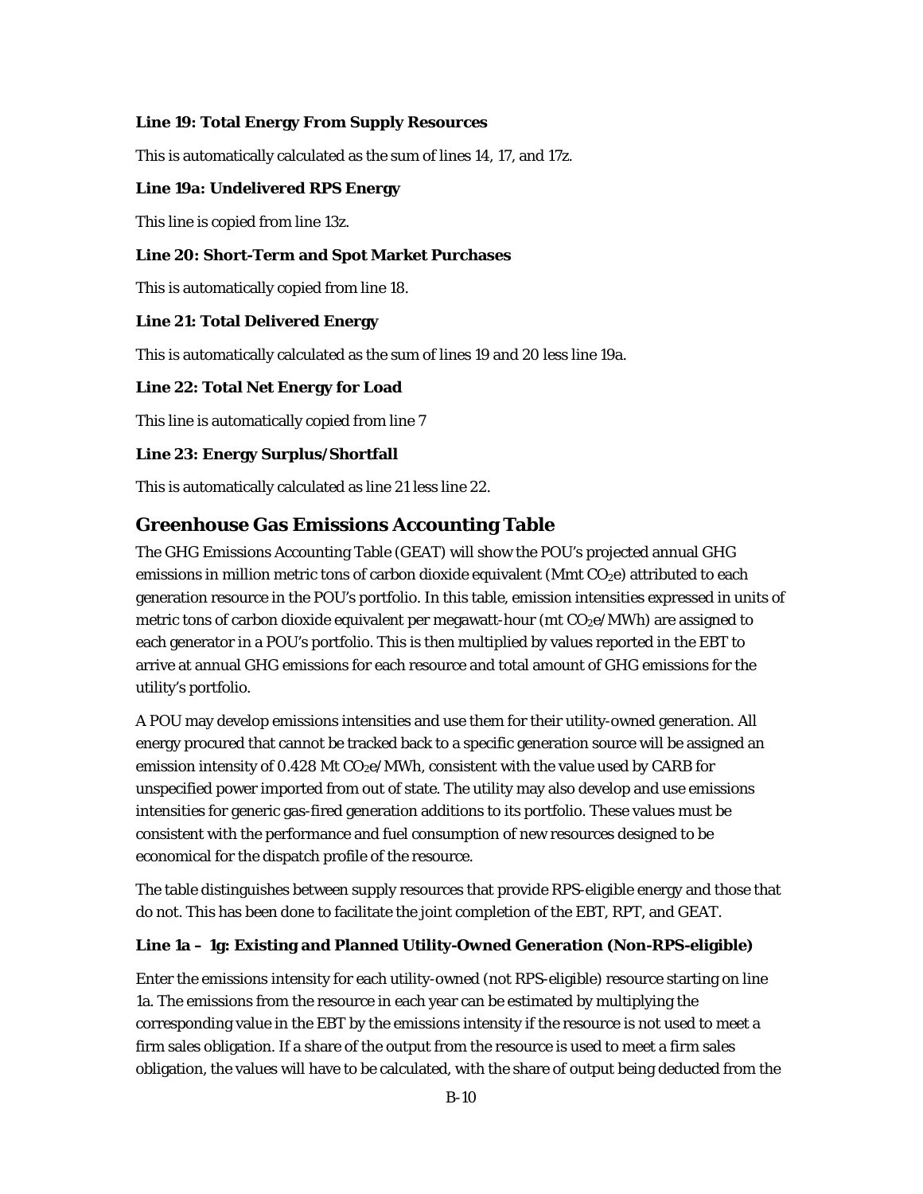**Line 19: Total Energy From Supply Resources**

This is automatically calculated as the sum of lines 14, 17, and 17z.

**Line 19a: Undelivered RPS Energy**

This line is copied from line 13z.

**Line 20: Short-Term and Spot Market Purchases**

This is automatically copied from line 18.

**Line 21: Total Delivered Energy**

This is automatically calculated as the sum of lines 19 and 20 less line 19a.

**Line 22: Total Net Energy for Load**

This line is automatically copied from line 7

**Line 23: Energy Surplus/Shortfall**

This is automatically calculated as line 21 less line 22.

## Greenhouse Gas Emissions Accounting Table

The GHG Emissions Accounting Table (GEAT) will show the POU's projected annual GHG emissions in million metric tons of carbon dioxide equivalent (Mmt $CO_2e$) attributed to each generation resource in the POU's portfolio. In this table, emission intensities expressed in units of metric tons of carbon dioxide equivalent per megawatt-hour (mt $CO_2e$/MWh) are assigned to each generator in a POU's portfolio. This is then multiplied by values reported in the EBT to arrive at annual GHG emissions for each resource and total amount of GHG emissions for the utility's portfolio.

A POU may develop emissions intensities and use them for their utility-owned generation. All energy procured that cannot be tracked back to a specific generation source will be assigned an emission intensity of 0.428 Mt $CO_2e$/MWh, consistent with the value used by CARB for unspecified power imported from out of state. The utility may also develop and use emissions intensities for generic gas-fired generation additions to its portfolio. These values must be consistent with the performance and fuel consumption of new resources designed to be economical for the dispatch profile of the resource.

The table distinguishes between supply resources that provide RPS-eligible energy and those that do not. This has been done to facilitate the joint completion of the EBT, RPT, and GEAT.

**Line 1a – 1g: Existing and Planned Utility-Owned Generation (Non-RPS-eligible)**

Enter the emissions intensity for each utility-owned (not RPS-eligible) resource starting on line 1a. The emissions from the resource in each year can be estimated by multiplying the corresponding value in the EBT by the emissions intensity if the resource is not used to meet a firm sales obligation. If a share of the output from the resource is used to meet a firm sales obligation, the values will have to be calculated, with the share of output being deducted from the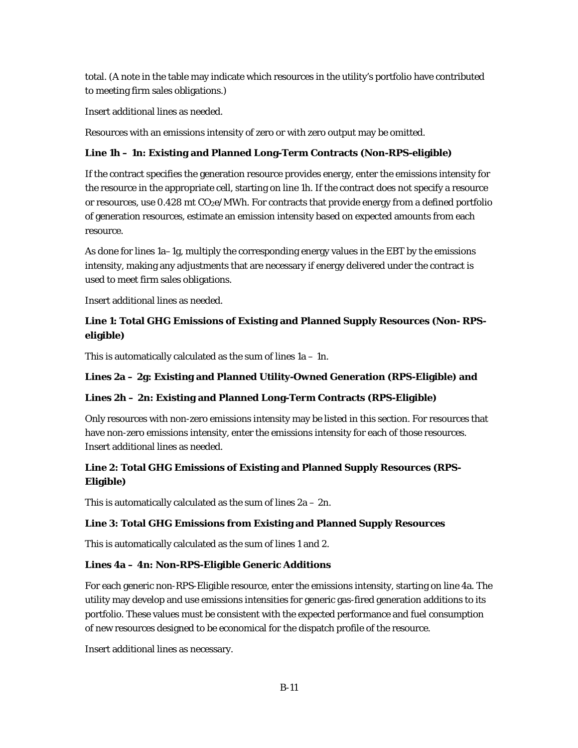total. (A note in the table may indicate which resources in the utility's portfolio have contributed to meeting firm sales obligations.)

Insert additional lines as needed.

Resources with an emissions intensity of zero or with zero output may be omitted.

**Line 1h – 1n: Existing and Planned Long-Term Contracts (Non-RPS-eligible)**

If the contract specifies the generation resource provides energy, enter the emissions intensity for the resource in the appropriate cell, starting on line 1h. If the contract does not specify a resource or resources, use 0.428 mt $CO_2e$/MWh. For contracts that provide energy from a defined portfolio of generation resources, estimate an emission intensity based on expected amounts from each resource.

As done for lines 1a–1g, multiply the corresponding energy values in the EBT by the emissions intensity, making any adjustments that are necessary if energy delivered under the contract is used to meet firm sales obligations.

Insert additional lines as needed.

**Line 1: Total GHG Emissions of Existing and Planned Supply Resources (Non- RPS-eligible)**

This is automatically calculated as the sum of lines 1a – 1n.

**Lines 2a – 2g: Existing and Planned Utility-Owned Generation (RPS-Eligible) and**

**Lines 2h – 2n: Existing and Planned Long-Term Contracts (RPS-Eligible)**

Only resources with non-zero emissions intensity may be listed in this section. For resources that have non-zero emissions intensity, enter the emissions intensity for each of those resources. Insert additional lines as needed.

**Line 2: Total GHG Emissions of Existing and Planned Supply Resources (RPS-Eligible)**

This is automatically calculated as the sum of lines 2a – 2n.

**Line 3: Total GHG Emissions from Existing and Planned Supply Resources**

This is automatically calculated as the sum of lines 1 and 2.

**Lines 4a – 4n: Non-RPS-Eligible Generic Additions**

For each generic non-RPS-Eligible resource, enter the emissions intensity, starting on line 4a. The utility may develop and use emissions intensities for generic gas-fired generation additions to its portfolio. These values must be consistent with the expected performance and fuel consumption of new resources designed to be economical for the dispatch profile of the resource.

Insert additional lines as necessary.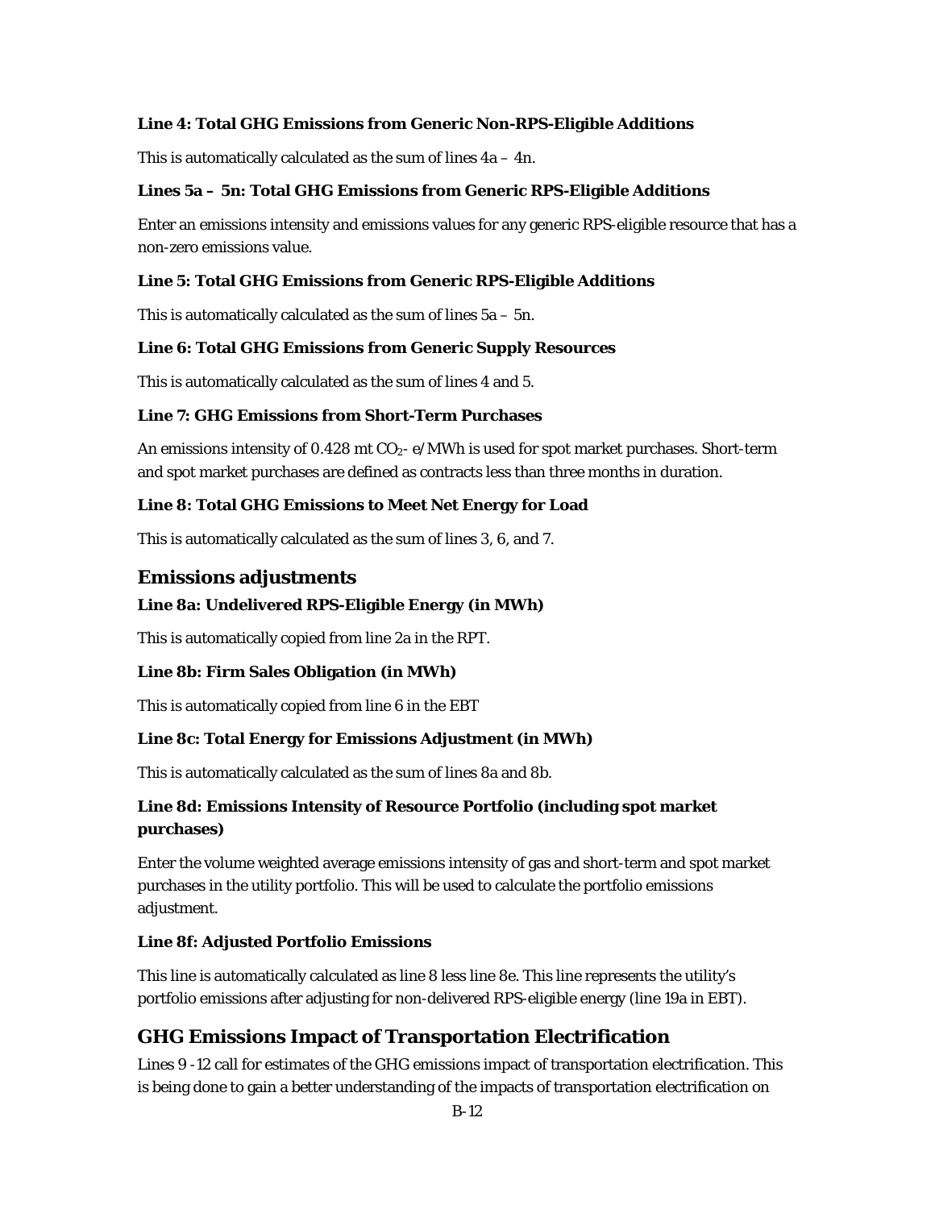#### Line 4: Total GHG Emissions from Generic Non-RPS-Eligible Additions

This is automatically calculated as the sum of lines 4a – 4n.

#### Lines 5a – 5n: Total GHG Emissions from Generic RPS-Eligible Additions

Enter an emissions intensity and emissions values for any generic RPS-eligible resource that has a non-zero emissions value.

#### Line 5: Total GHG Emissions from Generic RPS-Eligible Additions

This is automatically calculated as the sum of lines 5a – 5n.

#### Line 6: Total GHG Emissions from Generic Supply Resources

This is automatically calculated as the sum of lines 4 and 5.

#### Line 7: GHG Emissions from Short-Term Purchases

An emissions intensity of 0.428 mt $CO_2$- e/MWh is used for spot market purchases. Short-term and spot market purchases are defined as contracts less than three months in duration.

#### Line 8: Total GHG Emissions to Meet Net Energy for Load

This is automatically calculated as the sum of lines 3, 6, and 7.

## Emissions adjustments

#### Line 8a: Undelivered RPS-Eligible Energy (in MWh)

This is automatically copied from line 2a in the RPT.

#### Line 8b: Firm Sales Obligation (in MWh)

This is automatically copied from line 6 in the EBT

#### Line 8c: Total Energy for Emissions Adjustment (in MWh)

This is automatically calculated as the sum of lines 8a and 8b.

#### Line 8d: Emissions Intensity of Resource Portfolio (including spot market purchases)

Enter the volume weighted average emissions intensity of gas and short-term and spot market purchases in the utility portfolio. This will be used to calculate the portfolio emissions adjustment.

#### Line 8f: Adjusted Portfolio Emissions

This line is automatically calculated as line 8 less line 8e. This line represents the utility's portfolio emissions after adjusting for non-delivered RPS-eligible energy (line 19a in EBT).

## GHG Emissions Impact of Transportation Electrification

Lines 9 -12 call for estimates of the GHG emissions impact of transportation electrification. This is being done to gain a better understanding of the impacts of transportation electrification on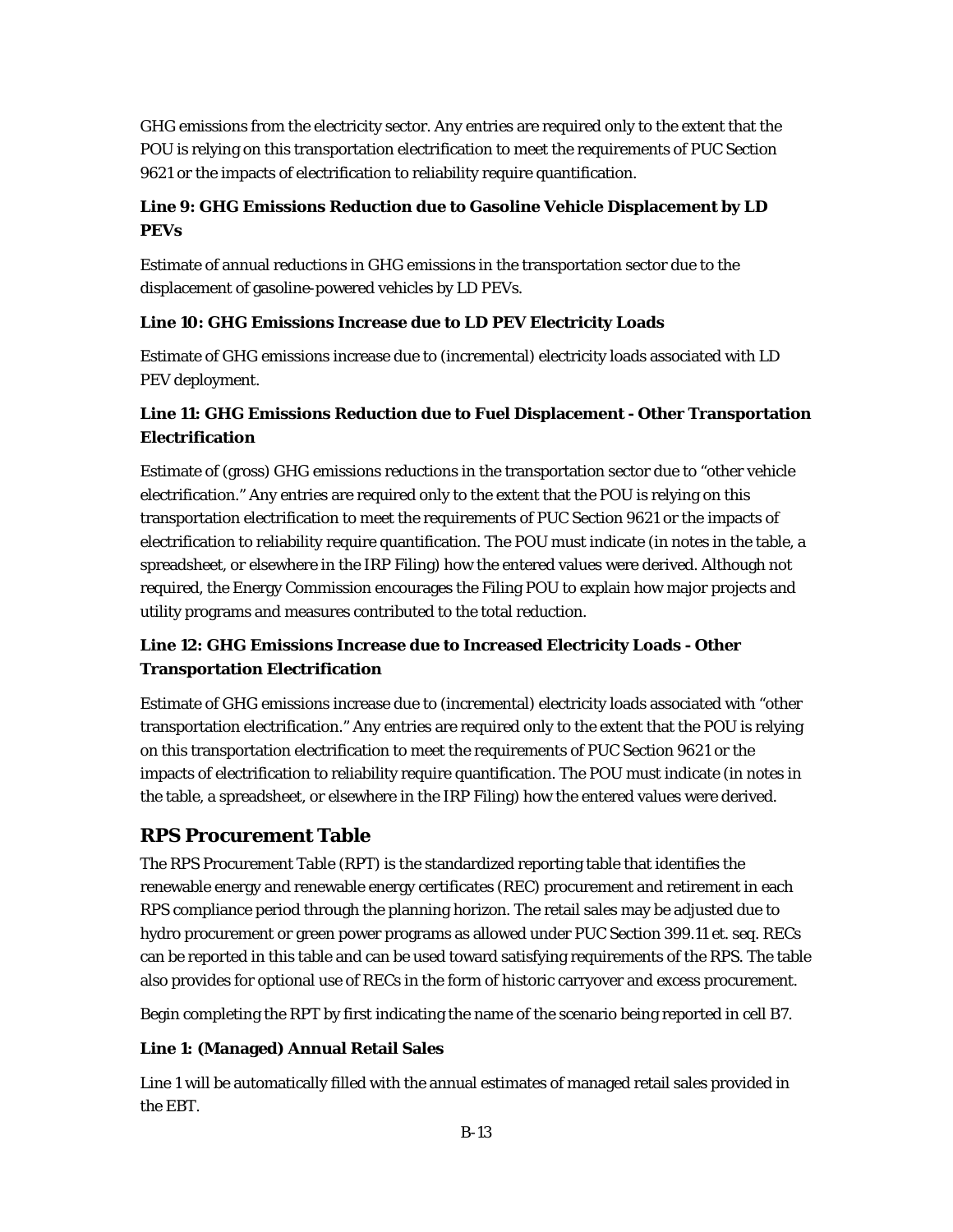GHG emissions from the electricity sector. Any entries are required only to the extent that the POU is relying on this transportation electrification to meet the requirements of PUC Section 9621 or the impacts of electrification to reliability require quantification.

### Line 9: GHG Emissions Reduction due to Gasoline Vehicle Displacement by LD PEVs

Estimate of annual reductions in GHG emissions in the transportation sector due to the displacement of gasoline-powered vehicles by LD PEVs.

### Line 10: GHG Emissions Increase due to LD PEV Electricity Loads

Estimate of GHG emissions increase due to (incremental) electricity loads associated with LD PEV deployment.

### Line 11: GHG Emissions Reduction due to Fuel Displacement - Other Transportation Electrification

Estimate of (gross) GHG emissions reductions in the transportation sector due to "other vehicle electrification." Any entries are required only to the extent that the POU is relying on this transportation electrification to meet the requirements of PUC Section 9621 or the impacts of electrification to reliability require quantification. The POU must indicate (in notes in the table, a spreadsheet, or elsewhere in the IRP Filing) how the entered values were derived. Although not required, the Energy Commission encourages the Filing POU to explain how major projects and utility programs and measures contributed to the total reduction.

### Line 12: GHG Emissions Increase due to Increased Electricity Loads - Other Transportation Electrification

Estimate of GHG emissions increase due to (incremental) electricity loads associated with "other transportation electrification." Any entries are required only to the extent that the POU is relying on this transportation electrification to meet the requirements of PUC Section 9621 or the impacts of electrification to reliability require quantification. The POU must indicate (in notes in the table, a spreadsheet, or elsewhere in the IRP Filing) how the entered values were derived.

## RPS Procurement Table

The RPS Procurement Table (RPT) is the standardized reporting table that identifies the renewable energy and renewable energy certificates (REC) procurement and retirement in each RPS compliance period through the planning horizon. The retail sales may be adjusted due to hydro procurement or green power programs as allowed under PUC Section 399.11 et. seq. RECs can be reported in this table and can be used toward satisfying requirements of the RPS. The table also provides for optional use of RECs in the form of historic carryover and excess procurement.

Begin completing the RPT by first indicating the name of the scenario being reported in cell B7.

### Line 1: (Managed) Annual Retail Sales

Line 1 will be automatically filled with the annual estimates of managed retail sales provided in the EBT.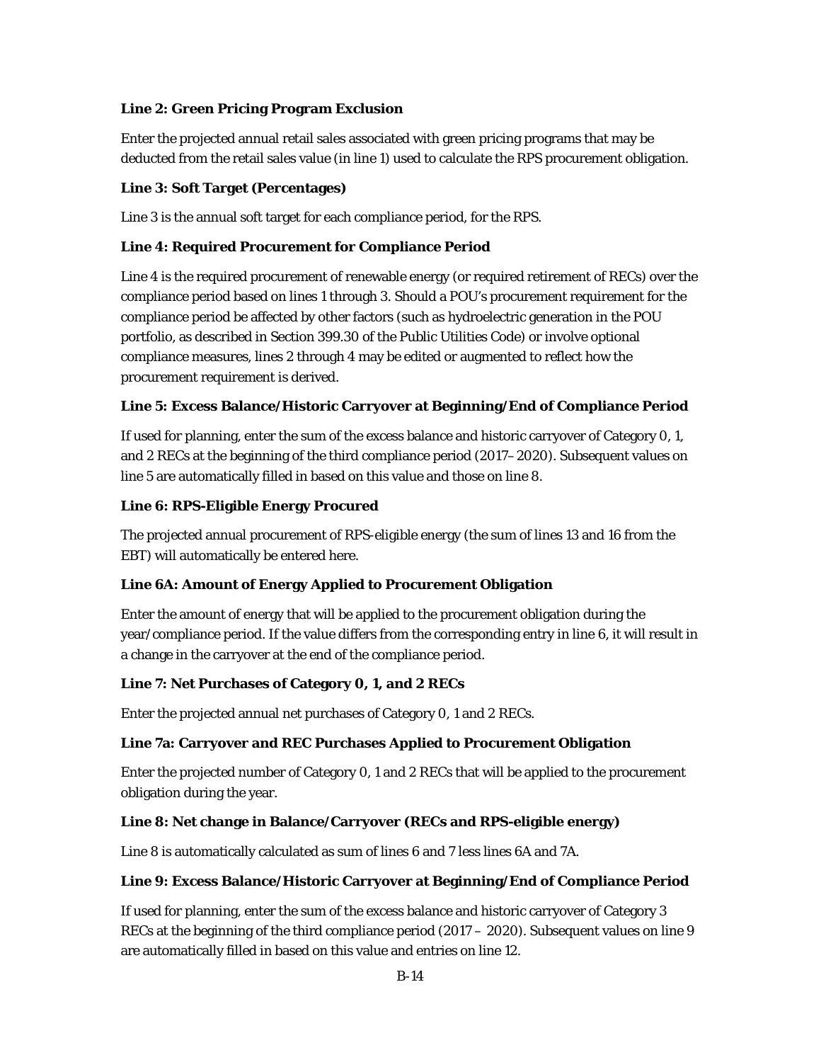**Line 2: Green Pricing Program Exclusion**

Enter the projected annual retail sales associated with green pricing programs that may be deducted from the retail sales value (in line 1) used to calculate the RPS procurement obligation.

**Line 3: Soft Target (Percentages)**

Line 3 is the annual soft target for each compliance period, for the RPS.

**Line 4: Required Procurement for Compliance Period**

Line 4 is the required procurement of renewable energy (or required retirement of RECs) over the compliance period based on lines 1 through 3. Should a POU's procurement requirement for the compliance period be affected by other factors (such as hydroelectric generation in the POU portfolio, as described in Section 399.30 of the Public Utilities Code) or involve optional compliance measures, lines 2 through 4 may be edited or augmented to reflect how the procurement requirement is derived.

**Line 5: Excess Balance/Historic Carryover at Beginning/End of Compliance Period**

If used for planning, enter the sum of the excess balance and historic carryover of Category 0, 1, and 2 RECs at the beginning of the third compliance period (2017–2020). Subsequent values on line 5 are automatically filled in based on this value and those on line 8.

**Line 6: RPS-Eligible Energy Procured**

The projected annual procurement of RPS-eligible energy (the sum of lines 13 and 16 from the EBT) will automatically be entered here.

**Line 6A: Amount of Energy Applied to Procurement Obligation**

Enter the amount of energy that will be applied to the procurement obligation during the year/compliance period. If the value differs from the corresponding entry in line 6, it will result in a change in the carryover at the end of the compliance period.

**Line 7: Net Purchases of Category 0, 1, and 2 RECs**

Enter the projected annual net purchases of Category 0, 1 and 2 RECs.

**Line 7a: Carryover and REC Purchases Applied to Procurement Obligation**

Enter the projected number of Category 0, 1 and 2 RECs that will be applied to the procurement obligation during the year.

**Line 8: Net change in Balance/Carryover (RECs and RPS-eligible energy)**

Line 8 is automatically calculated as sum of lines 6 and 7 less lines 6A and 7A.

**Line 9: Excess Balance/Historic Carryover at Beginning/End of Compliance Period**

If used for planning, enter the sum of the excess balance and historic carryover of Category 3 RECs at the beginning of the third compliance period (2017 – 2020). Subsequent values on line 9 are automatically filled in based on this value and entries on line 12.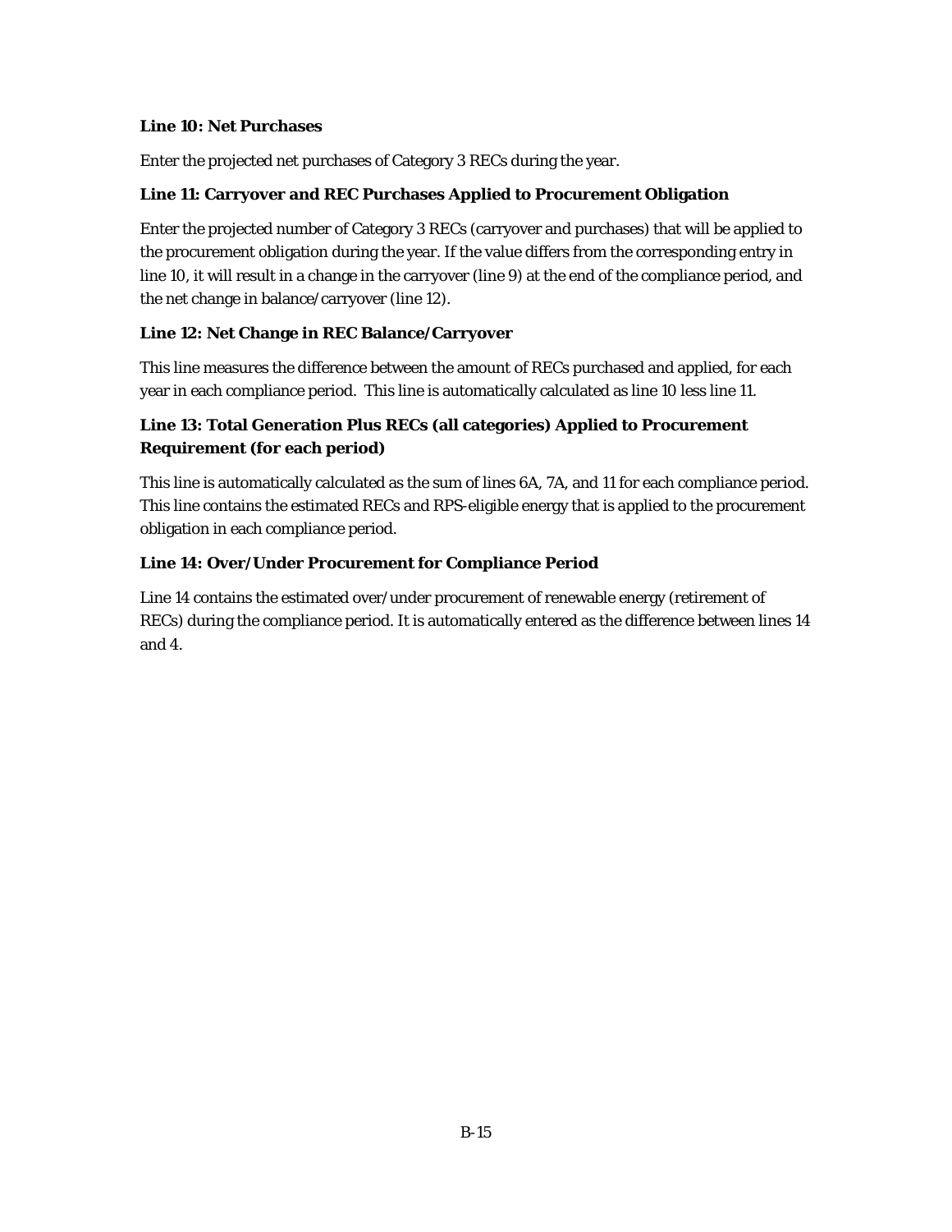**Line 10: Net Purchases**

Enter the projected net purchases of Category 3 RECs during the year.

**Line 11: Carryover and REC Purchases Applied to Procurement Obligation**

Enter the projected number of Category 3 RECs (carryover and purchases) that will be applied to the procurement obligation during the year. If the value differs from the corresponding entry in line 10, it will result in a change in the carryover (line 9) at the end of the compliance period, and the net change in balance/carryover (line 12).

**Line 12: Net Change in REC Balance/Carryover**

This line measures the difference between the amount of RECs purchased and applied, for each year in each compliance period. This line is automatically calculated as line 10 less line 11.

**Line 13: Total Generation Plus RECs (all categories) Applied to Procurement Requirement (for each period)**

This line is automatically calculated as the sum of lines 6A, 7A, and 11 for each compliance period. This line contains the estimated RECs and RPS-eligible energy that is applied to the procurement obligation in each compliance period.

**Line 14: Over/Under Procurement for Compliance Period**

Line 14 contains the estimated over/under procurement of renewable energy (retirement of RECs) during the compliance period. It is automatically entered as the difference between lines 14 and 4.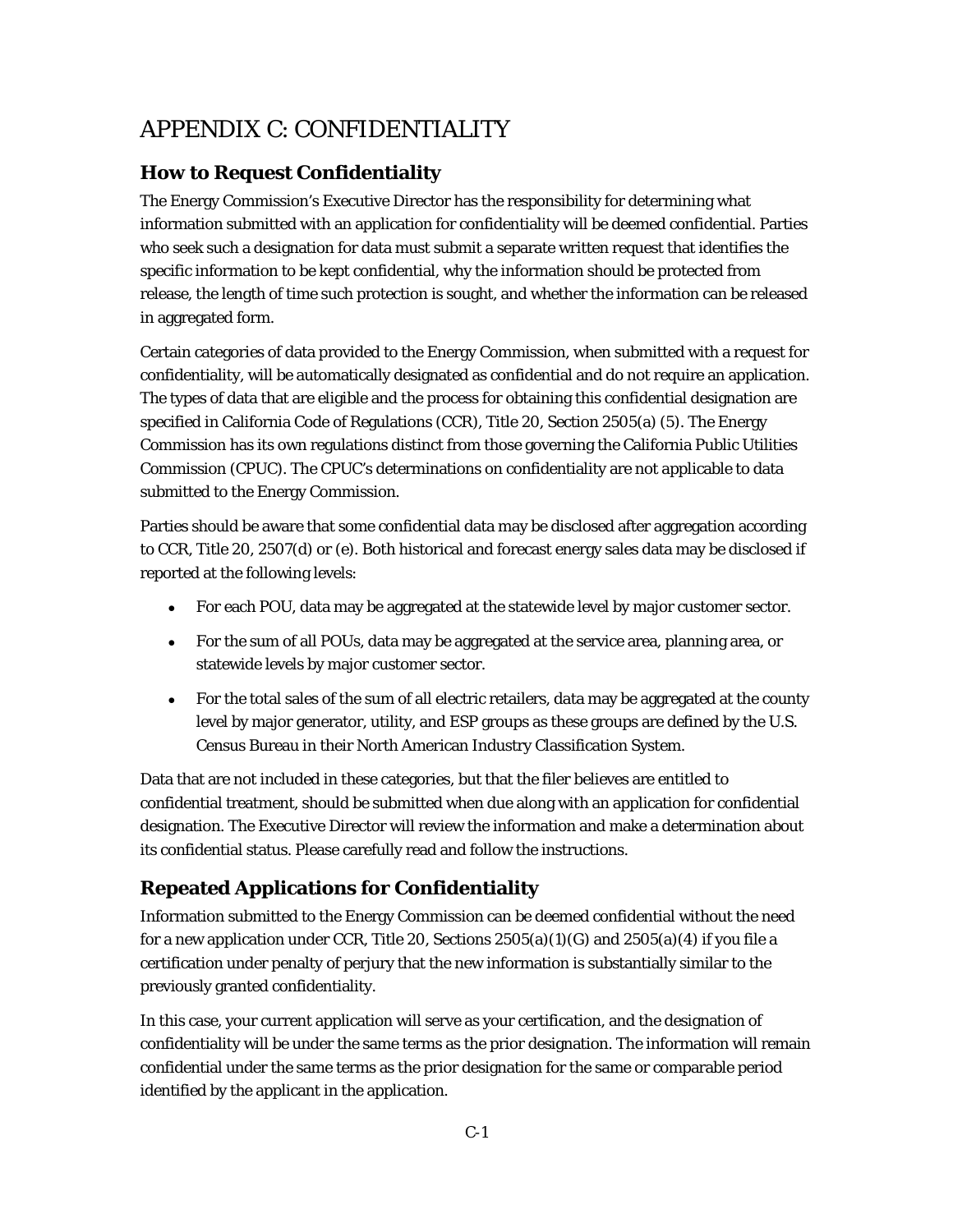# APPENDIX C: CONFIDENTIALITY

## How to Request Confidentiality

The Energy Commission's Executive Director has the responsibility for determining what information submitted with an application for confidentiality will be deemed confidential. Parties who seek such a designation for data must submit a separate written request that identifies the specific information to be kept confidential, why the information should be protected from release, the length of time such protection is sought, and whether the information can be released in aggregated form.

Certain categories of data provided to the Energy Commission, when submitted with a request for confidentiality, will be automatically designated as confidential and do not require an application. The types of data that are eligible and the process for obtaining this confidential designation are specified in California Code of Regulations (CCR), Title 20, Section 2505(a) (5). The Energy Commission has its own regulations distinct from those governing the California Public Utilities Commission (CPUC). The CPUC's determinations on confidentiality are not applicable to data submitted to the Energy Commission.

Parties should be aware that some confidential data may be disclosed after aggregation according to CCR, Title 20, 2507(d) or (e). Both historical and forecast energy sales data may be disclosed if reported at the following levels:

- For each POU, data may be aggregated at the statewide level by major customer sector.
- For the sum of all POUs, data may be aggregated at the service area, planning area, or statewide levels by major customer sector.
- For the total sales of the sum of all electric retailers, data may be aggregated at the county level by major generator, utility, and ESP groups as these groups are defined by the U.S. Census Bureau in their North American Industry Classification System.

Data that are not included in these categories, but that the filer believes are entitled to confidential treatment, should be submitted when due along with an application for confidential designation. The Executive Director will review the information and make a determination about its confidential status. Please carefully read and follow the instructions.

## Repeated Applications for Confidentiality

Information submitted to the Energy Commission can be deemed confidential without the need for a new application under CCR, Title 20, Sections 2505(a)(1)(G) and 2505(a)(4) if you file a certification under penalty of perjury that the new information is substantially similar to the previously granted confidentiality.

In this case, your current application will serve as your certification, and the designation of confidentiality will be under the same terms as the prior designation. The information will remain confidential under the same terms as the prior designation for the same or comparable period identified by the applicant in the application.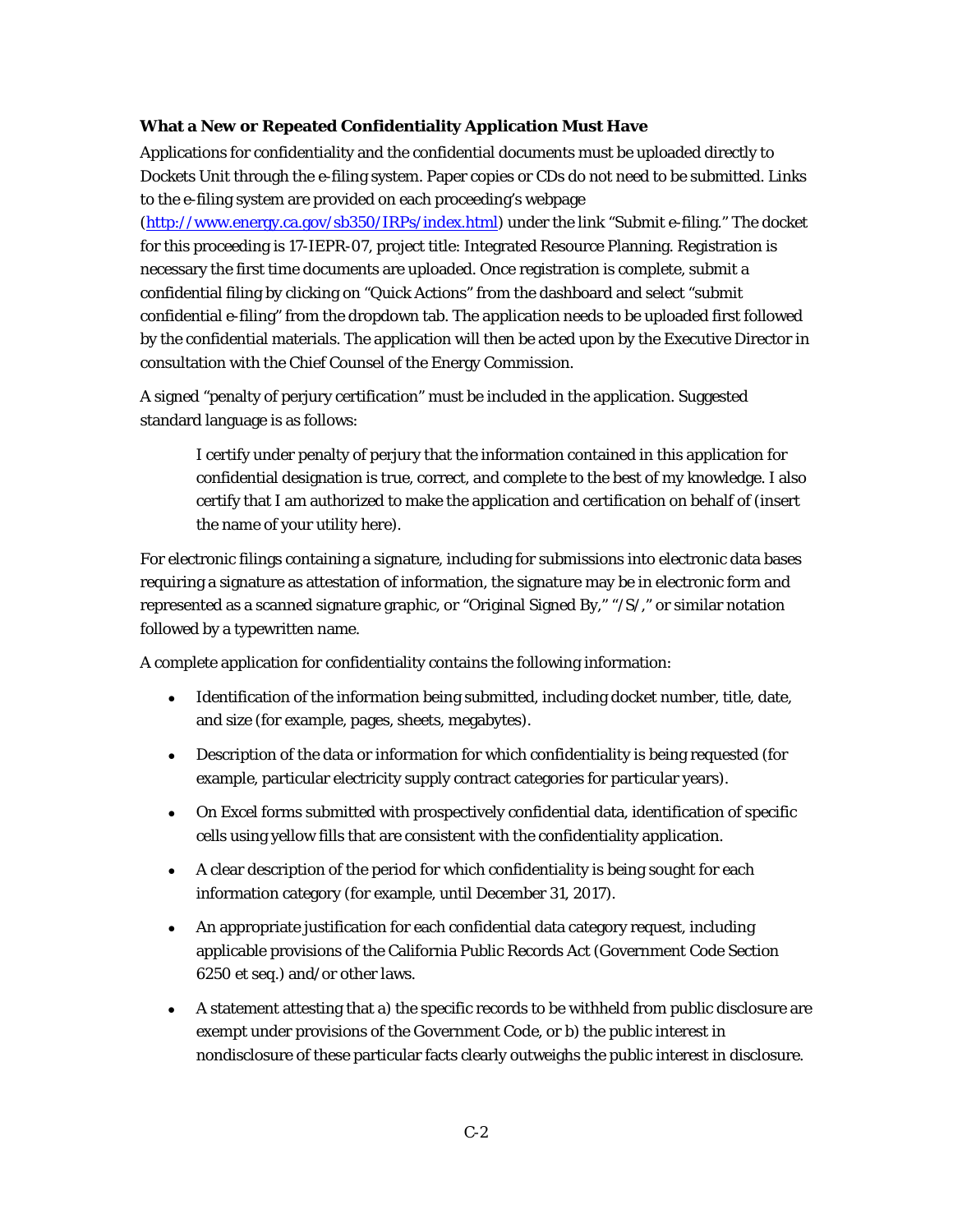**What a New or Repeated Confidentiality Application Must Have**

Applications for confidentiality and the confidential documents must be uploaded directly to Dockets Unit through the e-filing system. Paper copies or CDs do not need to be submitted. Links to the e-filing system are provided on each proceeding's webpage (http://www.energy.ca.gov/sb350/IRPs/index.html) under the link "Submit e-filing." The docket for this proceeding is 17-IEPR-07, project title: Integrated Resource Planning. Registration is necessary the first time documents are uploaded. Once registration is complete, submit a confidential filing by clicking on "Quick Actions" from the dashboard and select "submit confidential e-filing" from the dropdown tab. The application needs to be uploaded first followed by the confidential materials. The application will then be acted upon by the Executive Director in consultation with the Chief Counsel of the Energy Commission.

A signed "penalty of perjury certification" must be included in the application. Suggested standard language is as follows:

> I certify under penalty of perjury that the information contained in this application for confidential designation is true, correct, and complete to the best of my knowledge. I also certify that I am authorized to make the application and certification on behalf of (insert the name of your utility here).

For electronic filings containing a signature, including for submissions into electronic data bases requiring a signature as attestation of information, the signature may be in electronic form and represented as a scanned signature graphic, or "Original Signed By," "/S/," or similar notation followed by a typewritten name.

A complete application for confidentiality contains the following information:

- Identification of the information being submitted, including docket number, title, date, and size (for example, pages, sheets, megabytes).
- Description of the data or information for which confidentiality is being requested (for example, particular electricity supply contract categories for particular years).
- On Excel forms submitted with prospectively confidential data, identification of specific cells using yellow fills that are consistent with the confidentiality application.
- A clear description of the period for which confidentiality is being sought for each information category (for example, until December 31, 2017).
- An appropriate justification for each confidential data category request, including applicable provisions of the California Public Records Act (Government Code Section 6250 et seq.) and/or other laws.
- A statement attesting that a) the specific records to be withheld from public disclosure are exempt under provisions of the Government Code, or b) the public interest in nondisclosure of these particular facts clearly outweighs the public interest in disclosure.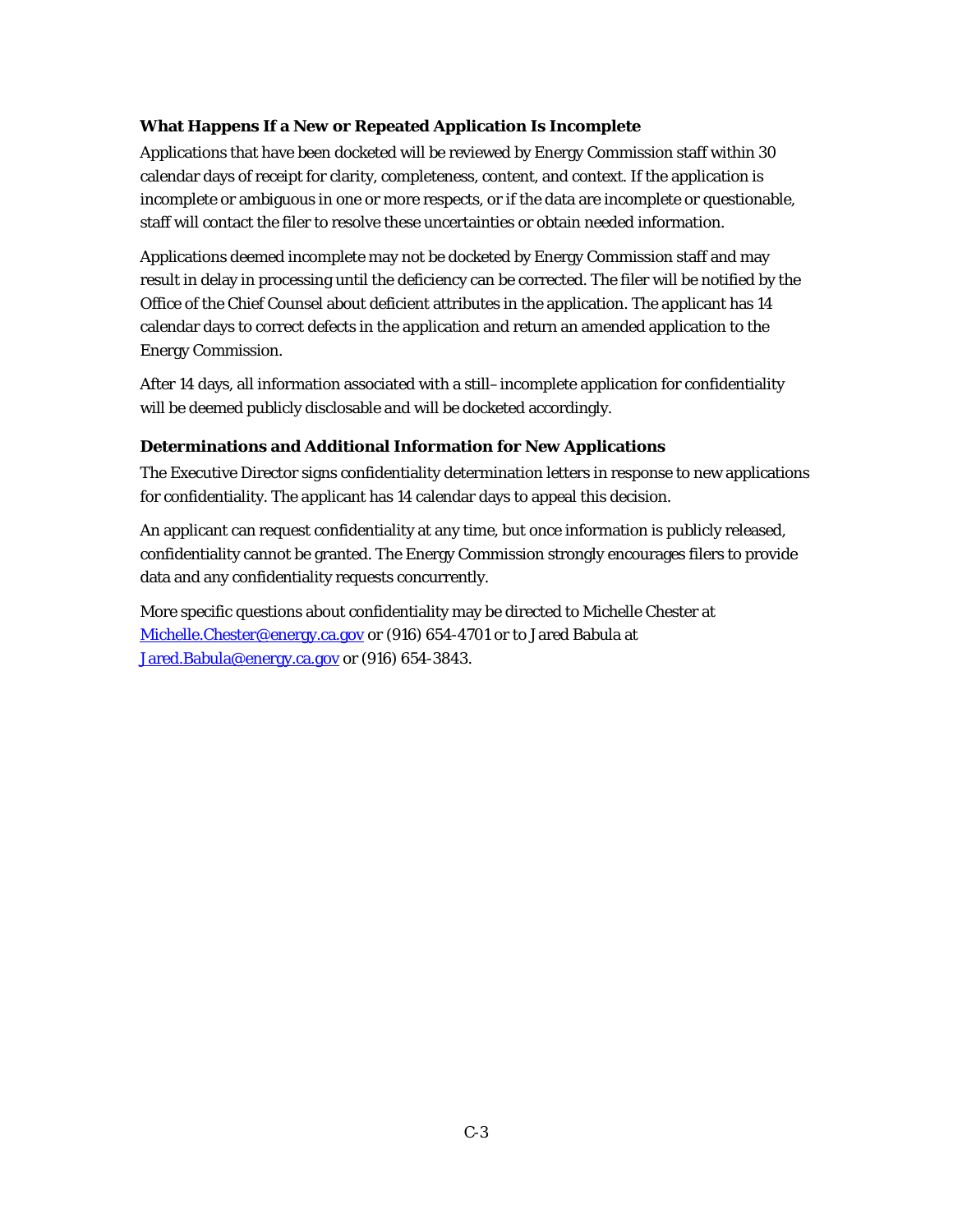### What Happens If a New or Repeated Application Is Incomplete

Applications that have been docketed will be reviewed by Energy Commission staff within 30 calendar days of receipt for clarity, completeness, content, and context. If the application is incomplete or ambiguous in one or more respects, or if the data are incomplete or questionable, staff will contact the filer to resolve these uncertainties or obtain needed information.

Applications deemed incomplete may not be docketed by Energy Commission staff and may result in delay in processing until the deficiency can be corrected. The filer will be notified by the Office of the Chief Counsel about deficient attributes in the application. The applicant has 14 calendar days to correct defects in the application and return an amended application to the Energy Commission.

After 14 days, all information associated with a still–incomplete application for confidentiality will be deemed publicly disclosable and will be docketed accordingly.

### Determinations and Additional Information for New Applications

The Executive Director signs confidentiality determination letters in response to new applications for confidentiality. The applicant has 14 calendar days to appeal this decision.

An applicant can request confidentiality at any time, but once information is publicly released, confidentiality cannot be granted. The Energy Commission strongly encourages filers to provide data and any confidentiality requests concurrently.

More specific questions about confidentiality may be directed to Michelle Chester at Michelle.Chester@energy.ca.gov or (916) 654-4701 or to Jared Babula at Jared.Babula@energy.ca.gov or (916) 654-3843.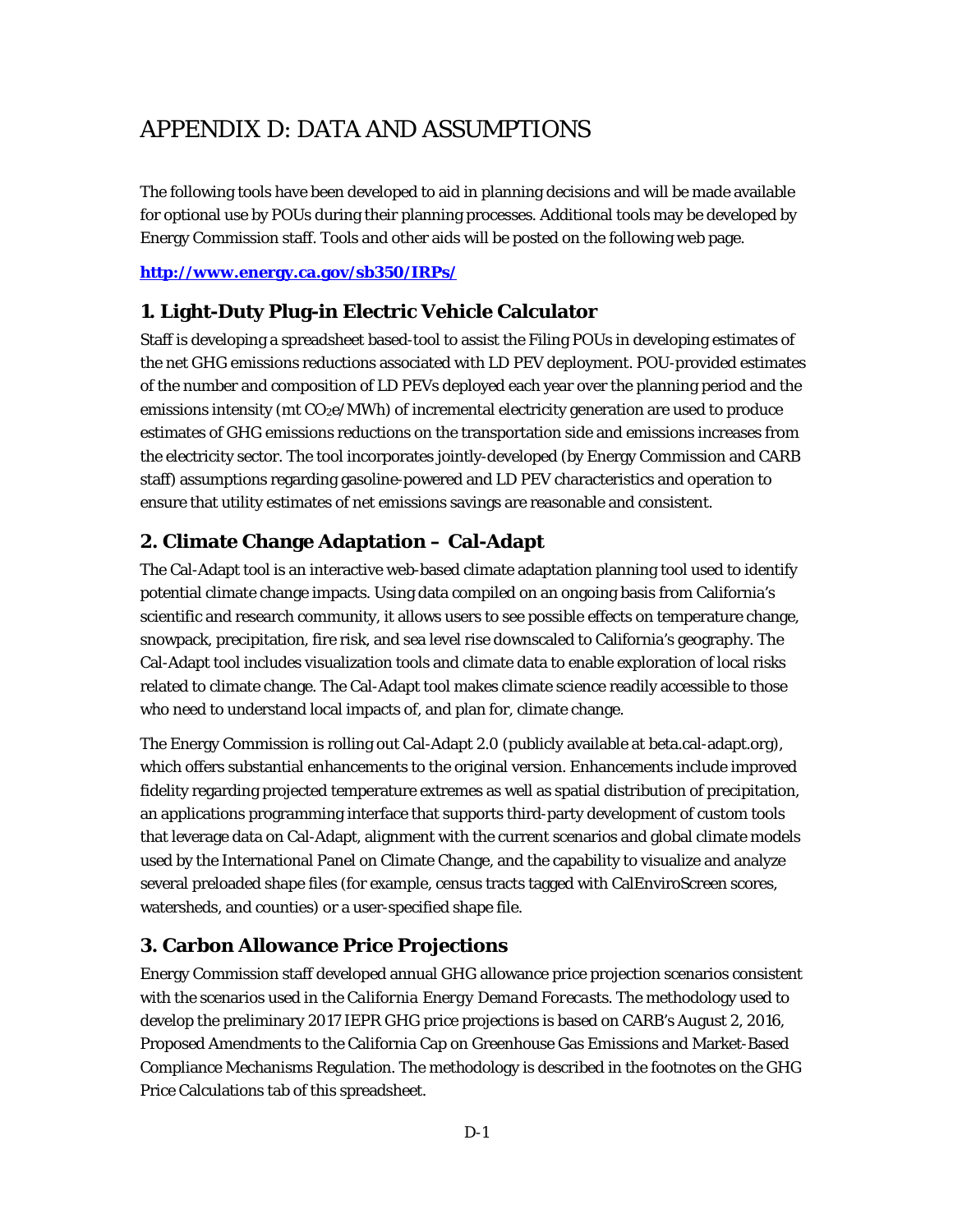# APPENDIX D: DATA AND ASSUMPTIONS

The following tools have been developed to aid in planning decisions and will be made available for optional use by POUs during their planning processes. Additional tools may be developed by Energy Commission staff. Tools and other aids will be posted on the following web page.

**http://www.energy.ca.gov/sb350/IRPs/**

## 1. Light-Duty Plug-in Electric Vehicle Calculator

Staff is developing a spreadsheet based-tool to assist the Filing POUs in developing estimates of the net GHG emissions reductions associated with LD PEV deployment. POU-provided estimates of the number and composition of LD PEVs deployed each year over the planning period and the emissions intensity (mt $CO_2e$/MWh) of incremental electricity generation are used to produce estimates of GHG emissions reductions on the transportation side and emissions increases from the electricity sector. The tool incorporates jointly-developed (by Energy Commission and CARB staff) assumptions regarding gasoline-powered and LD PEV characteristics and operation to ensure that utility estimates of net emissions savings are reasonable and consistent.

## 2. Climate Change Adaptation – Cal-Adapt

The Cal-Adapt tool is an interactive web-based climate adaptation planning tool used to identify potential climate change impacts. Using data compiled on an ongoing basis from California's scientific and research community, it allows users to see possible effects on temperature change, snowpack, precipitation, fire risk, and sea level rise downscaled to California's geography. The Cal-Adapt tool includes visualization tools and climate data to enable exploration of local risks related to climate change. The Cal-Adapt tool makes climate science readily accessible to those who need to understand local impacts of, and plan for, climate change.

The Energy Commission is rolling out Cal-Adapt 2.0 (publicly available at beta.cal-adapt.org), which offers substantial enhancements to the original version. Enhancements include improved fidelity regarding projected temperature extremes as well as spatial distribution of precipitation, an applications programming interface that supports third-party development of custom tools that leverage data on Cal-Adapt, alignment with the current scenarios and global climate models used by the International Panel on Climate Change, and the capability to visualize and analyze several preloaded shape files (for example, census tracts tagged with CalEnviroScreen scores, watersheds, and counties) or a user-specified shape file.

## 3. Carbon Allowance Price Projections

Energy Commission staff developed annual GHG allowance price projection scenarios consistent with the scenarios used in the *California Energy Demand Forecasts*. The methodology used to develop the preliminary 2017 IEPR GHG price projections is based on CARB's August 2, 2016, Proposed Amendments to the California Cap on Greenhouse Gas Emissions and Market-Based Compliance Mechanisms Regulation. The methodology is described in the footnotes on the GHG Price Calculations tab of this spreadsheet.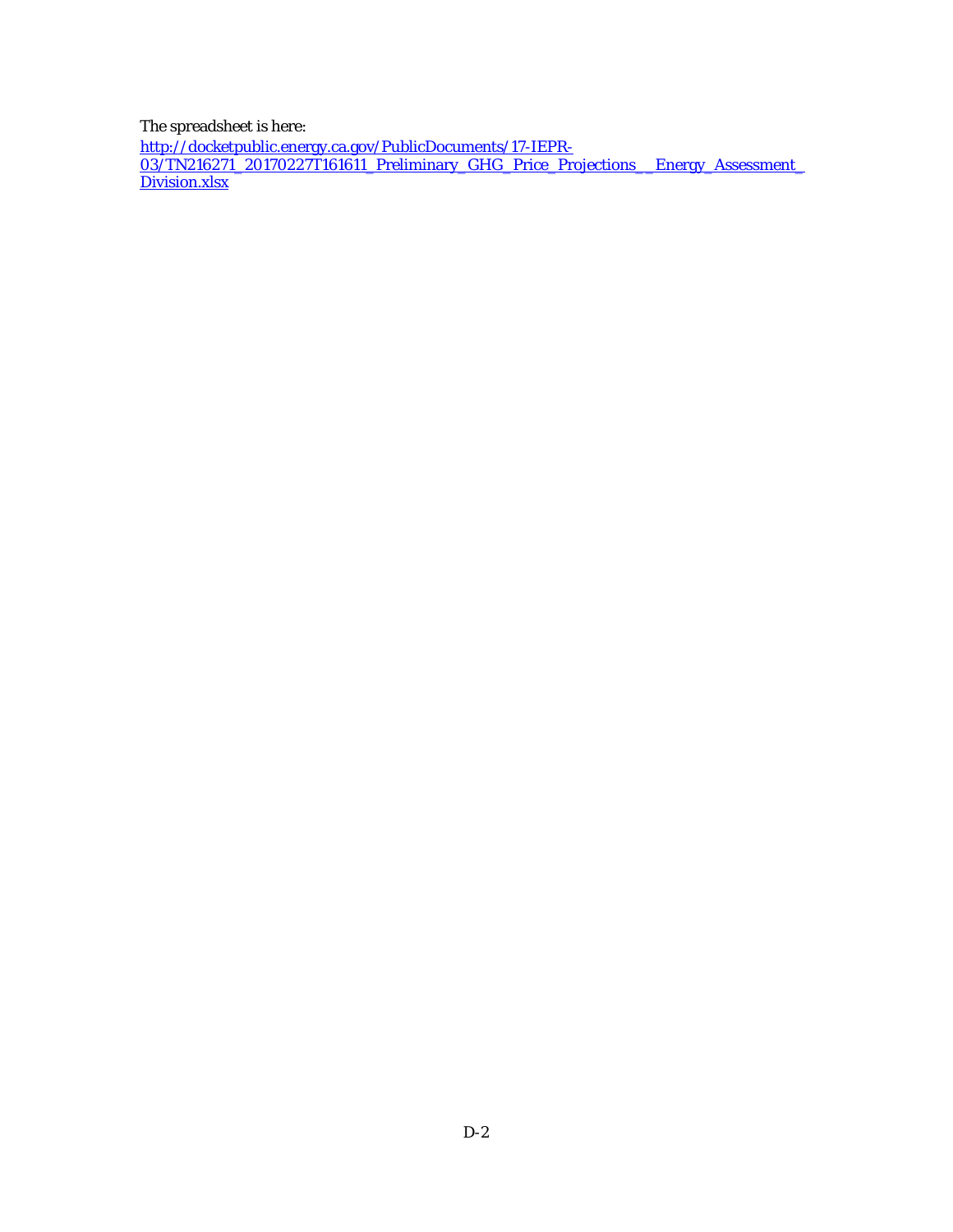The spreadsheet is here:
[http://docketpublic.energy.ca.gov/PublicDocuments/17-IEPR-03/TN216271_20170227T161611_Preliminary_GHG_Price_Projections__Energy_Assessment_Division.xlsx](http://docketpublic.energy.ca.gov/PublicDocuments/17-IEPR-03/TN216271_20170227T161611_Preliminary_GHG_Price_Projections__Energy_Assessment_Division.xlsx)